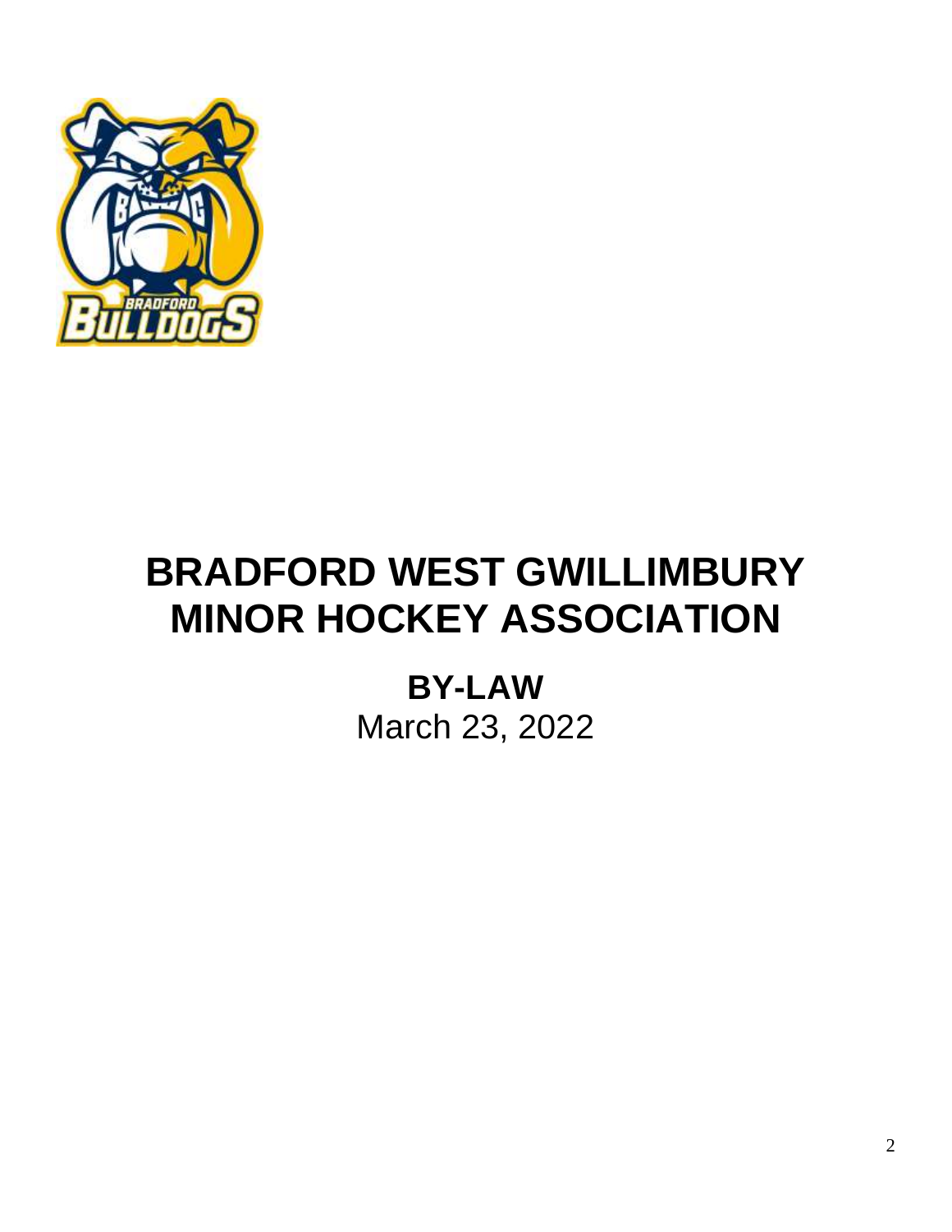# BRADFORD WEST GWILLIMBURY MINOR HOCKEY ASSOCIATION

## BY-LAW

March 23, 2022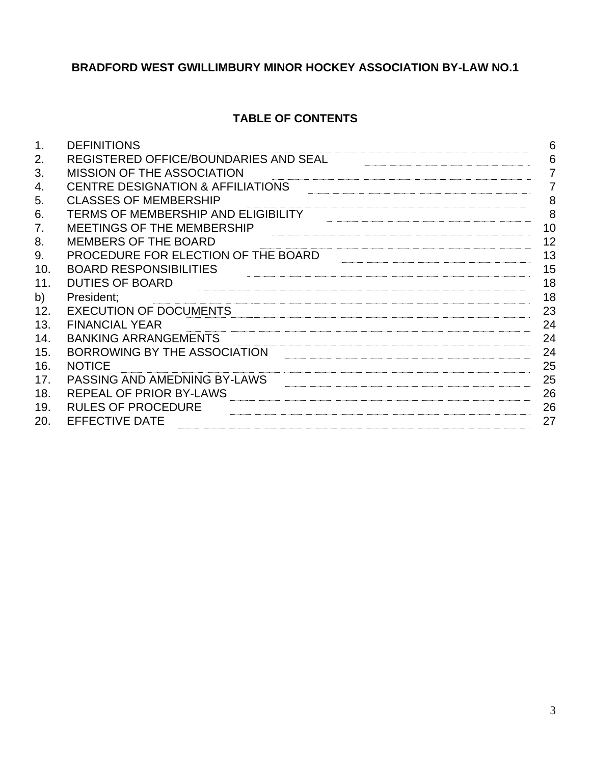# BRADFORD WEST GWILLIMBURY MINOR HOCKEY ASSOCIATION BY-LAW NO.1

## TABLE OF CONTENTS

| | | |
|---|---|---|
| 1. | DEFINITIONS | 6 |
| 2. | REGISTERED OFFICE/BOUNDARIES AND SEAL | 6 |
| 3. | MISSION OF THE ASSOCIATION | 7 |
| 4. | CENTRE DESIGNATION & AFFILIATIONS | 7 |
| 5. | CLASSES OF MEMBERSHIP | 8 |
| 6. | TERMS OF MEMBERSHIP AND ELIGIBILITY | 8 |
| 7. | MEETINGS OF THE MEMBERSHIP | 10 |
| 8. | MEMBERS OF THE BOARD | 12 |
| 9. | PROCEDURE FOR ELECTION OF THE BOARD | 13 |
| 10. | BOARD RESPONSIBILITIES | 15 |
| 11. | DUTIES OF BOARD | 18 |
| b) | President; | 18 |
| 12. | EXECUTION OF DOCUMENTS | 23 |
| 13. | FINANCIAL YEAR | 24 |
| 14. | BANKING ARRANGEMENTS | 24 |
| 15. | BORROWING BY THE ASSOCIATION | 24 |
| 16. | NOTICE | 25 |
| 17. | PASSING AND AMEDNING BY-LAWS | 25 |
| 18. | REPEAL OF PRIOR BY-LAWS | 26 |
| 19. | RULES OF PROCEDURE | 26 |
| 20. | EFFECTIVE DATE | 27 |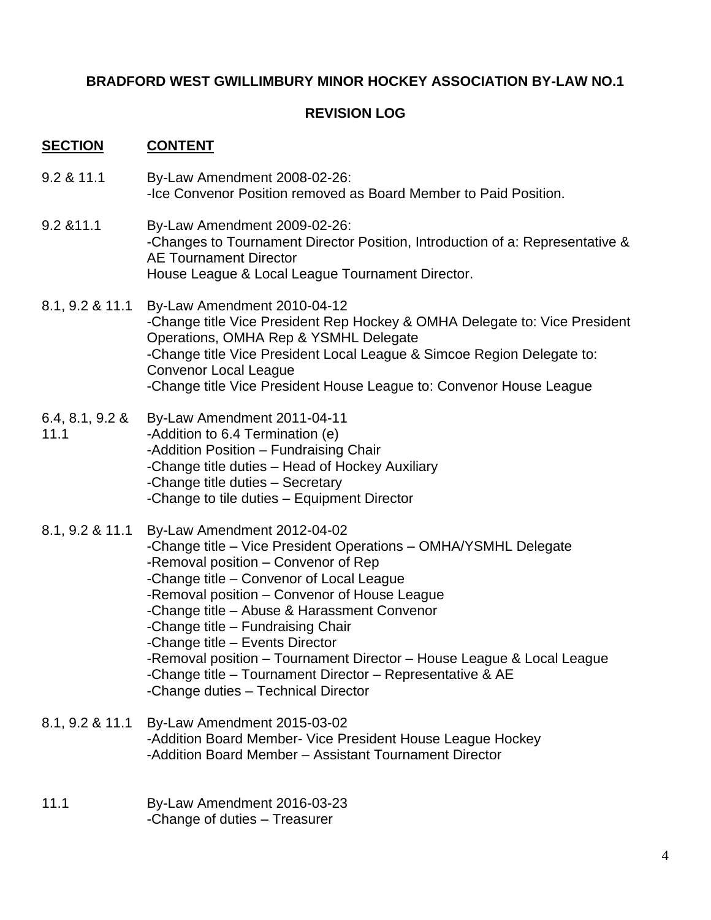**BRADFORD WEST GWILLIMBURY MINOR HOCKEY ASSOCIATION BY-LAW NO.1**

**REVISION LOG**

| SECTION | CONTENT |
| --- | --- |
| 9.2 & 11.1 | By-Law Amendment 2008-02-26:<br>-Ice Convenor Position removed as Board Member to Paid Position. |
| 9.2 &11.1 | By-Law Amendment 2009-02-26:<br>-Changes to Tournament Director Position, Introduction of a: Representative & AE Tournament Director<br>House League & Local League Tournament Director. |
| 8.1, 9.2 & 11.1 | By-Law Amendment 2010-04-12<br>-Change title Vice President Rep Hockey & OMHA Delegate to: Vice President Operations, OMHA Rep & YSMHL Delegate<br>-Change title Vice President Local League & Simcoe Region Delegate to: Convenor Local League<br>-Change title Vice President House League to: Convenor House League |
| 6.4, 8.1, 9.2 & 11.1 | By-Law Amendment 2011-04-11<br>-Addition to 6.4 Termination (e)<br>-Addition Position – Fundraising Chair<br>-Change title duties – Head of Hockey Auxiliary<br>-Change title duties – Secretary<br>-Change to tile duties – Equipment Director |
| 8.1, 9.2 & 11.1 | By-Law Amendment 2012-04-02<br>-Change title – Vice President Operations – OMHA/YSMHL Delegate<br>-Removal position – Convenor of Rep<br>-Change title – Convenor of Local League<br>-Removal position – Convenor of House League<br>-Change title – Abuse & Harassment Convenor<br>-Change title – Fundraising Chair<br>-Change title – Events Director<br>-Removal position – Tournament Director – House League & Local League<br>-Change title – Tournament Director – Representative & AE<br>-Change duties – Technical Director |
| 8.1, 9.2 & 11.1 | By-Law Amendment 2015-03-02<br>-Addition Board Member- Vice President House League Hockey<br>-Addition Board Member – Assistant Tournament Director |
| 11.1 | By-Law Amendment 2016-03-23<br>-Change of duties – Treasurer |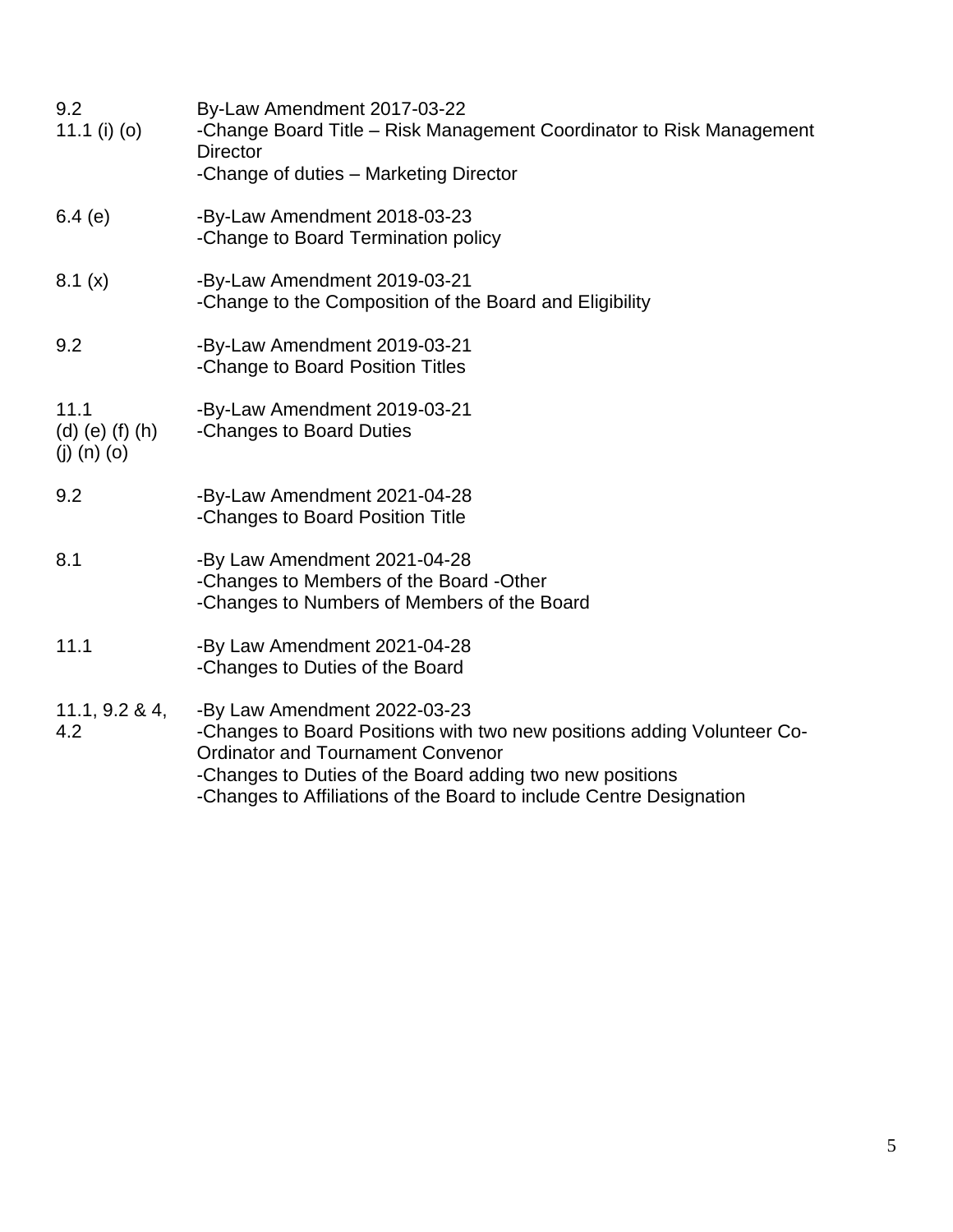| | |
|---|---|
| 9.2<br>11.1 (i) (o) | By-Law Amendment 2017-03-22<br>-Change Board Title – Risk Management Coordinator to Risk Management Director<br>-Change of duties – Marketing Director |
| 6.4 (e) | -By-Law Amendment 2018-03-23<br>-Change to Board Termination policy |
| 8.1 (x) | -By-Law Amendment 2019-03-21<br>-Change to the Composition of the Board and Eligibility |
| 9.2 | -By-Law Amendment 2019-03-21<br>-Change to Board Position Titles |
| 11.1<br>(d) (e) (f) (h) (j) (n) (o) | -By-Law Amendment 2019-03-21<br>-Changes to Board Duties |
| 9.2 | -By-Law Amendment 2021-04-28<br>-Changes to Board Position Title |
| 8.1 | -By Law Amendment 2021-04-28<br>-Changes to Members of the Board -Other<br>-Changes to Numbers of Members of the Board |
| 11.1 | -By Law Amendment 2021-04-28<br>-Changes to Duties of the Board |
| 11.1, 9.2 & 4, 4.2 | -By Law Amendment 2022-03-23<br>-Changes to Board Positions with two new positions adding Volunteer Co-Ordinator and Tournament Convenor<br>-Changes to Duties of the Board adding two new positions<br>-Changes to Affiliations of the Board to include Centre Designation |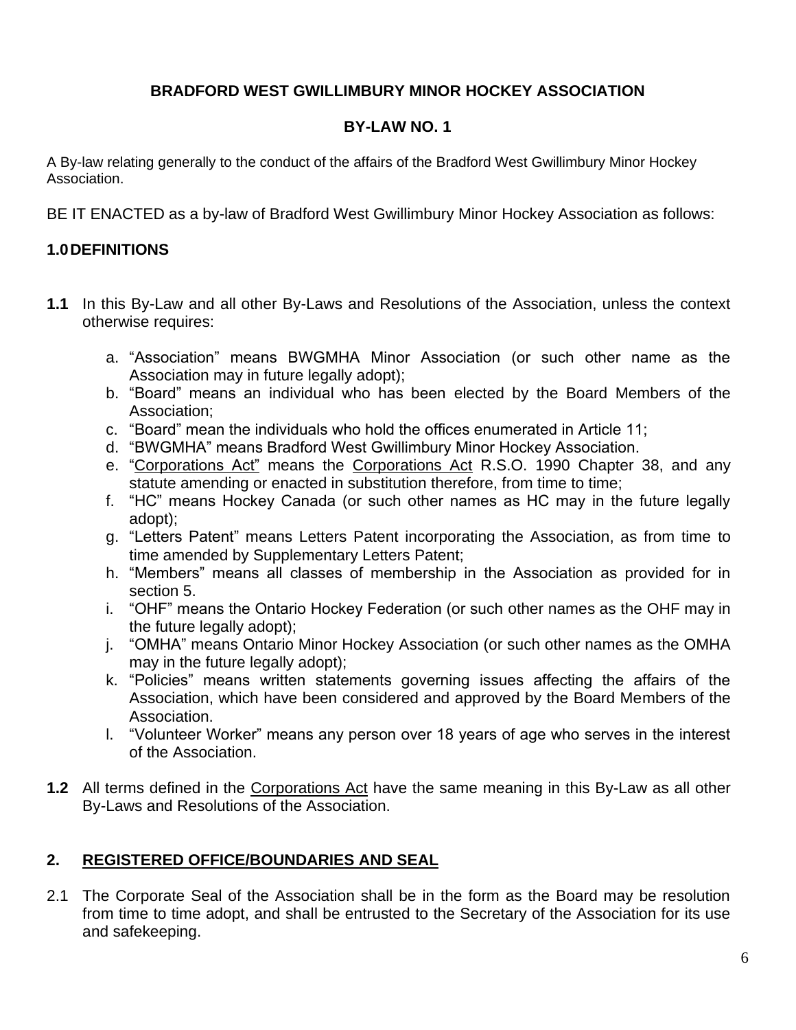# BRADFORD WEST GWILLIMBURY MINOR HOCKEY ASSOCIATION

## BY-LAW NO. 1

A By-law relating generally to the conduct of the affairs of the Bradford West Gwillimbury Minor Hockey Association.

BE IT ENACTED as a by-law of Bradford West Gwillimbury Minor Hockey Association as follows:

## 1.0 DEFINITIONS

**1.1** In this By-Law and all other By-Laws and Resolutions of the Association, unless the context otherwise requires:

a. "Association" means BWGMHA Minor Association (or such other name as the Association may in future legally adopt);
b. "Board" means an individual who has been elected by the Board Members of the Association;
c. "Board" mean the individuals who hold the offices enumerated in Article 11;
d. "BWGMHA" means Bradford West Gwillimbury Minor Hockey Association.
e. "Corporations Act" means the Corporations Act R.S.O. 1990 Chapter 38, and any statute amending or enacted in substitution therefore, from time to time;
f. "HC" means Hockey Canada (or such other names as HC may in the future legally adopt);
g. "Letters Patent" means Letters Patent incorporating the Association, as from time to time amended by Supplementary Letters Patent;
h. "Members" means all classes of membership in the Association as provided for in section 5.
i. "OHF" means the Ontario Hockey Federation (or such other names as the OHF may in the future legally adopt);
j. "OMHA" means Ontario Minor Hockey Association (or such other names as the OMHA may in the future legally adopt);
k. "Policies" means written statements governing issues affecting the affairs of the Association, which have been considered and approved by the Board Members of the Association.
l. "Volunteer Worker" means any person over 18 years of age who serves in the interest of the Association.

**1.2** All terms defined in the Corporations Act have the same meaning in this By-Law as all other By-Laws and Resolutions of the Association.

## 2. REGISTERED OFFICE/BOUNDARIES AND SEAL

2.1 The Corporate Seal of the Association shall be in the form as the Board may be resolution from time to time adopt, and shall be entrusted to the Secretary of the Association for its use and safekeeping.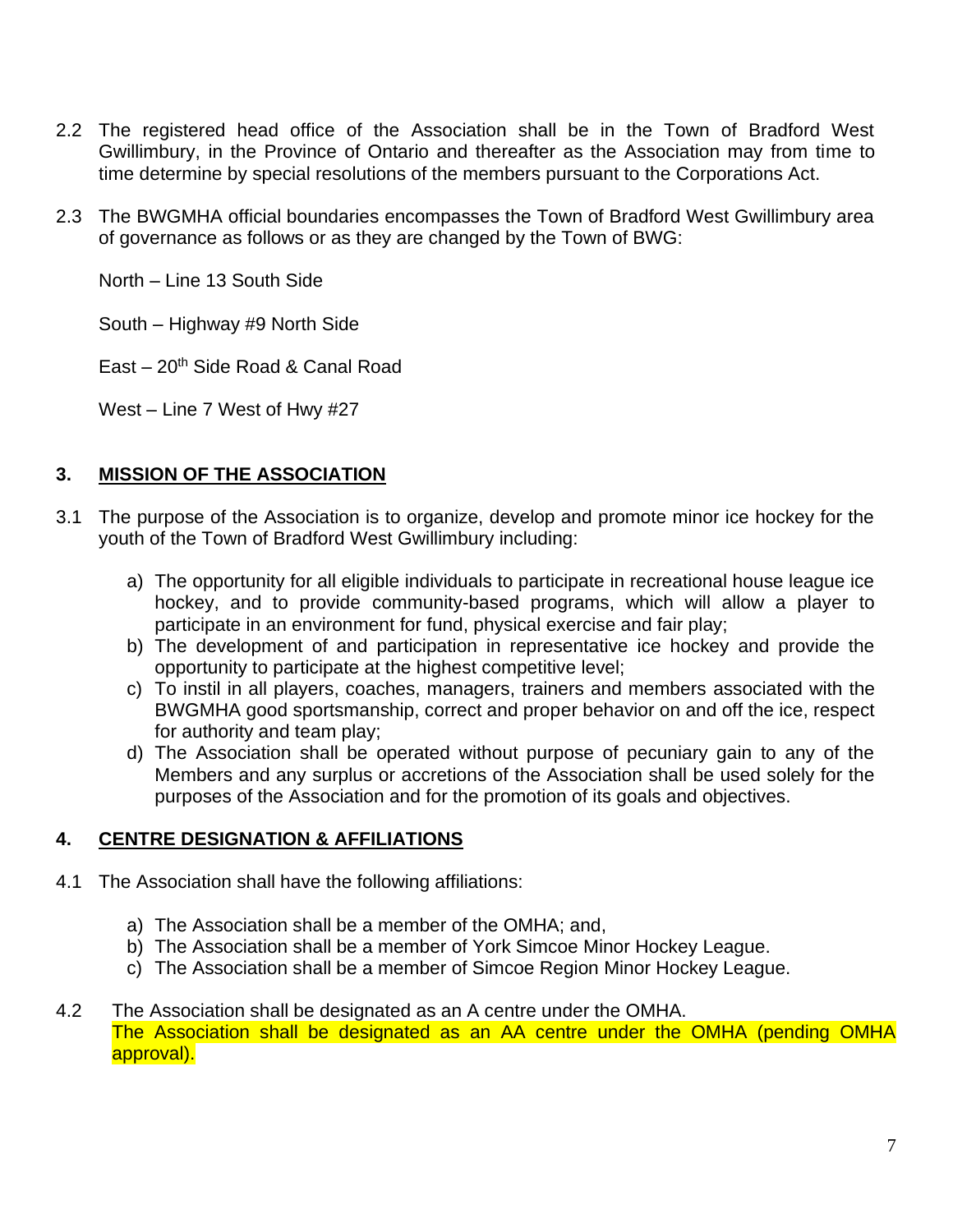2.2 The registered head office of the Association shall be in the Town of Bradford West Gwillimbury, in the Province of Ontario and thereafter as the Association may from time to time determine by special resolutions of the members pursuant to the Corporations Act.

2.3 The BWGMHA official boundaries encompasses the Town of Bradford West Gwillimbury area of governance as follows or as they are changed by the Town of BWG:

North – Line 13 South Side

South – Highway #9 North Side

East – 20th Side Road & Canal Road

West – Line 7 West of Hwy #27

## 3. MISSION OF THE ASSOCIATION

3.1 The purpose of the Association is to organize, develop and promote minor ice hockey for the youth of the Town of Bradford West Gwillimbury including:

a) The opportunity for all eligible individuals to participate in recreational house league ice hockey, and to provide community-based programs, which will allow a player to participate in an environment for fund, physical exercise and fair play;
b) The development of and participation in representative ice hockey and provide the opportunity to participate at the highest competitive level;
c) To instil in all players, coaches, managers, trainers and members associated with the BWGMHA good sportsmanship, correct and proper behavior on and off the ice, respect for authority and team play;
d) The Association shall be operated without purpose of pecuniary gain to any of the Members and any surplus or accretions of the Association shall be used solely for the purposes of the Association and for the promotion of its goals and objectives.

## 4. CENTRE DESIGNATION & AFFILIATIONS

4.1 The Association shall have the following affiliations:

a) The Association shall be a member of the OMHA; and,
b) The Association shall be a member of York Simcoe Minor Hockey League.
c) The Association shall be a member of Simcoe Region Minor Hockey League.

4.2 The Association shall be designated as an A centre under the OMHA.
The Association shall be designated as an AA centre under the OMHA (pending OMHA approval).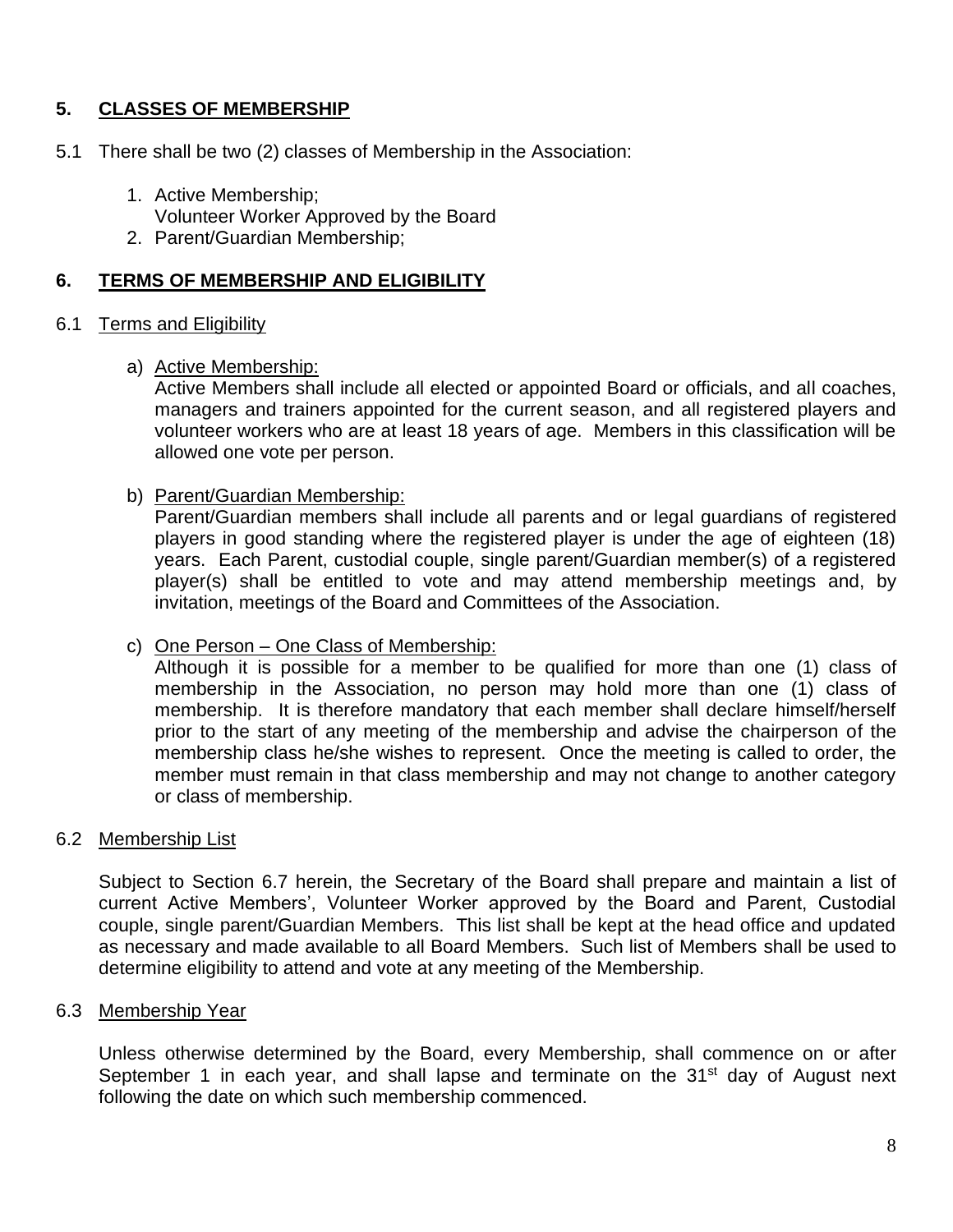## 5. CLASSES OF MEMBERSHIP

5.1 There shall be two (2) classes of Membership in the Association:

1. Active Membership;
   Volunteer Worker Approved by the Board
2. Parent/Guardian Membership;

## 6. TERMS OF MEMBERSHIP AND ELIGIBILITY

6.1 Terms and Eligibility

a) Active Membership:
Active Members shall include all elected or appointed Board or officials, and all coaches, managers and trainers appointed for the current season, and all registered players and volunteer workers who are at least 18 years of age. Members in this classification will be allowed one vote per person.

b) Parent/Guardian Membership:
Parent/Guardian members shall include all parents and or legal guardians of registered players in good standing where the registered player is under the age of eighteen (18) years. Each Parent, custodial couple, single parent/Guardian member(s) of a registered player(s) shall be entitled to vote and may attend membership meetings and, by invitation, meetings of the Board and Committees of the Association.

c) One Person – One Class of Membership:
Although it is possible for a member to be qualified for more than one (1) class of membership in the Association, no person may hold more than one (1) class of membership. It is therefore mandatory that each member shall declare himself/herself prior to the start of any meeting of the membership and advise the chairperson of the membership class he/she wishes to represent. Once the meeting is called to order, the member must remain in that class membership and may not change to another category or class of membership.

6.2 Membership List

Subject to Section 6.7 herein, the Secretary of the Board shall prepare and maintain a list of current Active Members', Volunteer Worker approved by the Board and Parent, Custodial couple, single parent/Guardian Members. This list shall be kept at the head office and updated as necessary and made available to all Board Members. Such list of Members shall be used to determine eligibility to attend and vote at any meeting of the Membership.

6.3 Membership Year

Unless otherwise determined by the Board, every Membership, shall commence on or after September 1 in each year, and shall lapse and terminate on the 31st day of August next following the date on which such membership commenced.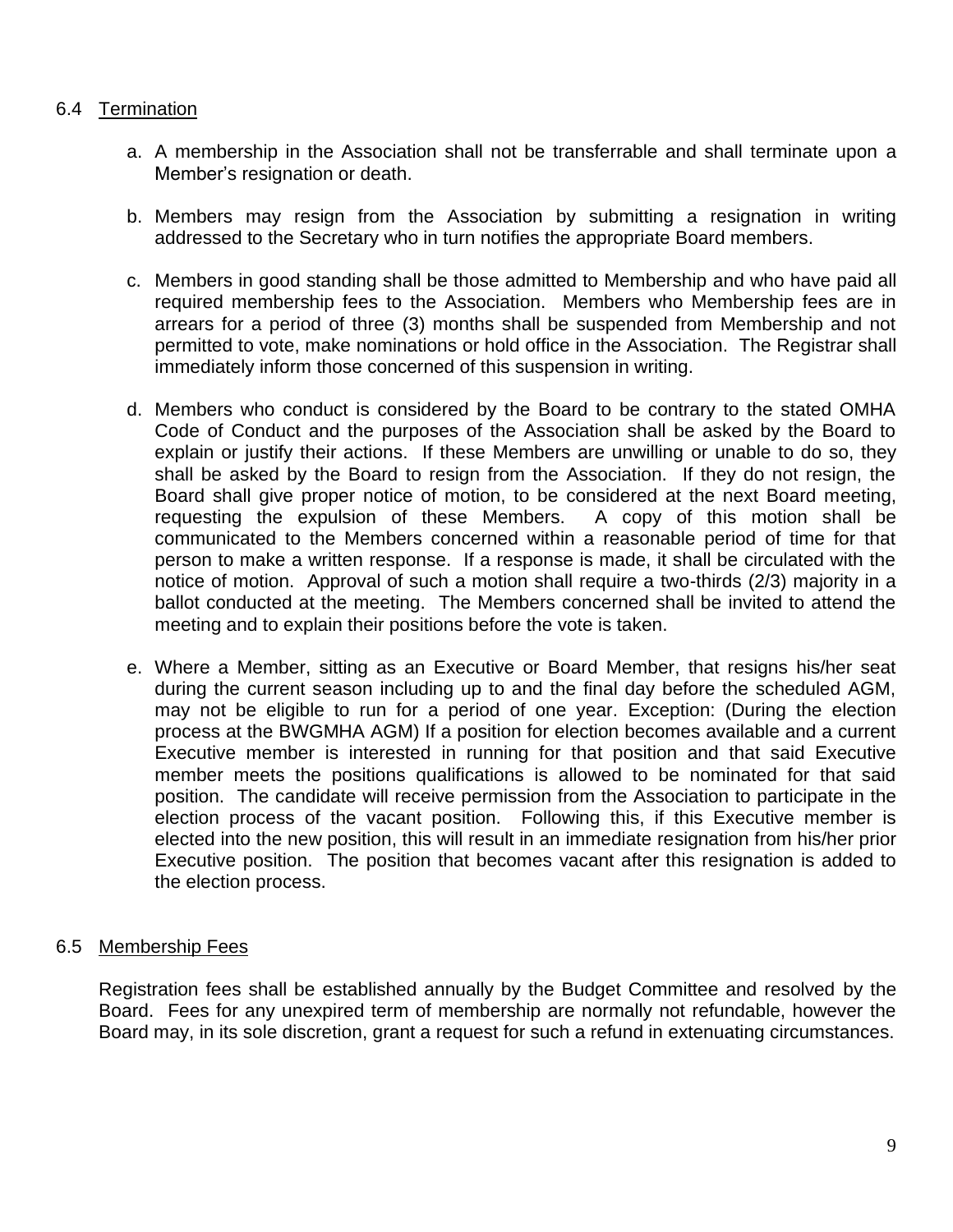## 6.4 Termination

a. A membership in the Association shall not be transferrable and shall terminate upon a Member's resignation or death.

b. Members may resign from the Association by submitting a resignation in writing addressed to the Secretary who in turn notifies the appropriate Board members.

c. Members in good standing shall be those admitted to Membership and who have paid all required membership fees to the Association. Members who Membership fees are in arrears for a period of three (3) months shall be suspended from Membership and not permitted to vote, make nominations or hold office in the Association. The Registrar shall immediately inform those concerned of this suspension in writing.

d. Members who conduct is considered by the Board to be contrary to the stated OMHA Code of Conduct and the purposes of the Association shall be asked by the Board to explain or justify their actions. If these Members are unwilling or unable to do so, they shall be asked by the Board to resign from the Association. If they do not resign, the Board shall give proper notice of motion, to be considered at the next Board meeting, requesting the expulsion of these Members. A copy of this motion shall be communicated to the Members concerned within a reasonable period of time for that person to make a written response. If a response is made, it shall be circulated with the notice of motion. Approval of such a motion shall require a two-thirds (2/3) majority in a ballot conducted at the meeting. The Members concerned shall be invited to attend the meeting and to explain their positions before the vote is taken.

e. Where a Member, sitting as an Executive or Board Member, that resigns his/her seat during the current season including up to and the final day before the scheduled AGM, may not be eligible to run for a period of one year. Exception: (During the election process at the BWGMHA AGM) If a position for election becomes available and a current Executive member is interested in running for that position and that said Executive member meets the positions qualifications is allowed to be nominated for that said position. The candidate will receive permission from the Association to participate in the election process of the vacant position. Following this, if this Executive member is elected into the new position, this will result in an immediate resignation from his/her prior Executive position. The position that becomes vacant after this resignation is added to the election process.

## 6.5 Membership Fees

Registration fees shall be established annually by the Budget Committee and resolved by the Board. Fees for any unexpired term of membership are normally not refundable, however the Board may, in its sole discretion, grant a request for such a refund in extenuating circumstances.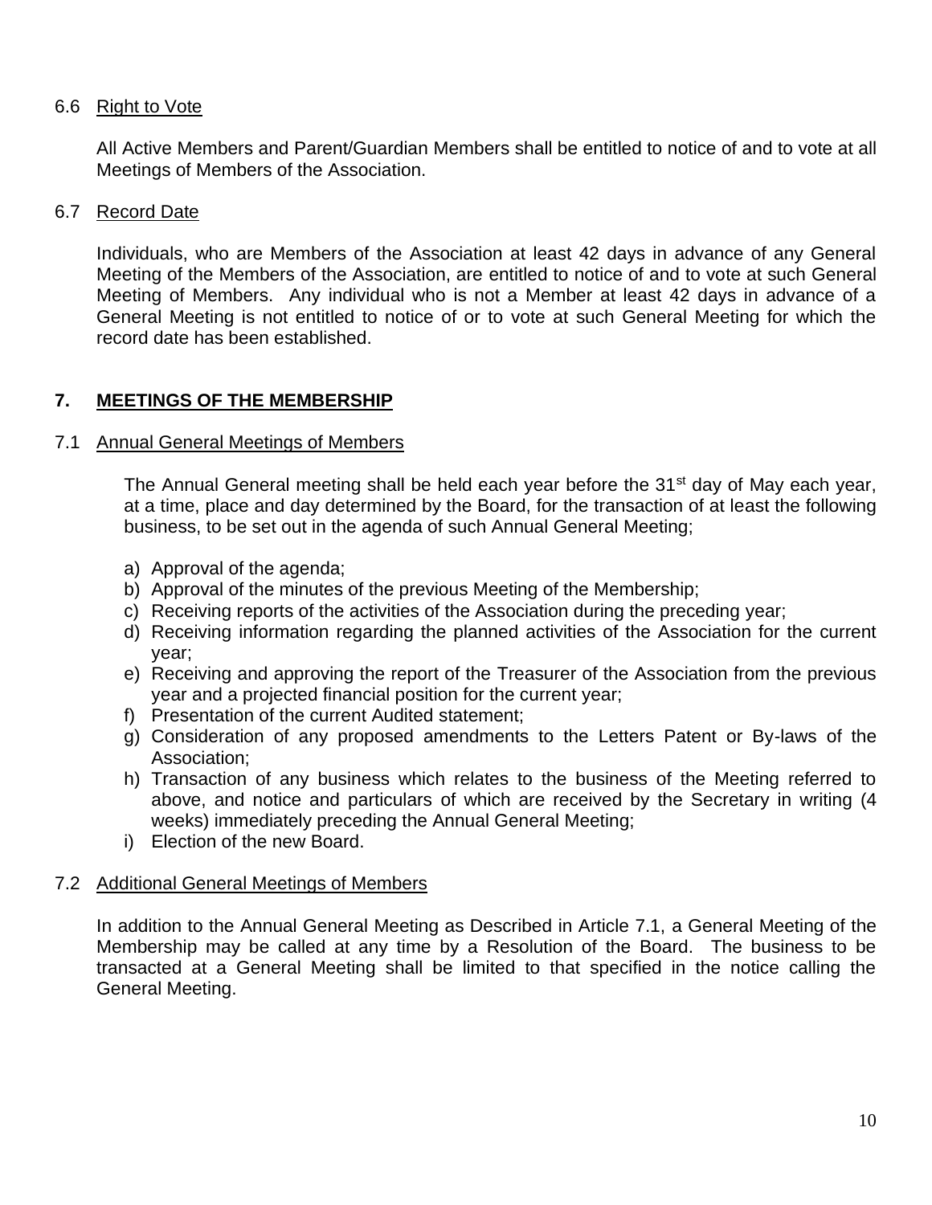### 6.6 Right to Vote

All Active Members and Parent/Guardian Members shall be entitled to notice of and to vote at all Meetings of Members of the Association.

### 6.7 Record Date

Individuals, who are Members of the Association at least 42 days in advance of any General Meeting of the Members of the Association, are entitled to notice of and to vote at such General Meeting of Members. Any individual who is not a Member at least 42 days in advance of a General Meeting is not entitled to notice of or to vote at such General Meeting for which the record date has been established.

## 7. MEETINGS OF THE MEMBERSHIP

### 7.1 Annual General Meetings of Members

The Annual General meeting shall be held each year before the 31st day of May each year, at a time, place and day determined by the Board, for the transaction of at least the following business, to be set out in the agenda of such Annual General Meeting;

a) Approval of the agenda;
b) Approval of the minutes of the previous Meeting of the Membership;
c) Receiving reports of the activities of the Association during the preceding year;
d) Receiving information regarding the planned activities of the Association for the current year;
e) Receiving and approving the report of the Treasurer of the Association from the previous year and a projected financial position for the current year;
f) Presentation of the current Audited statement;
g) Consideration of any proposed amendments to the Letters Patent or By-laws of the Association;
h) Transaction of any business which relates to the business of the Meeting referred to above, and notice and particulars of which are received by the Secretary in writing (4 weeks) immediately preceding the Annual General Meeting;
i) Election of the new Board.

### 7.2 Additional General Meetings of Members

In addition to the Annual General Meeting as Described in Article 7.1, a General Meeting of the Membership may be called at any time by a Resolution of the Board. The business to be transacted at a General Meeting shall be limited to that specified in the notice calling the General Meeting.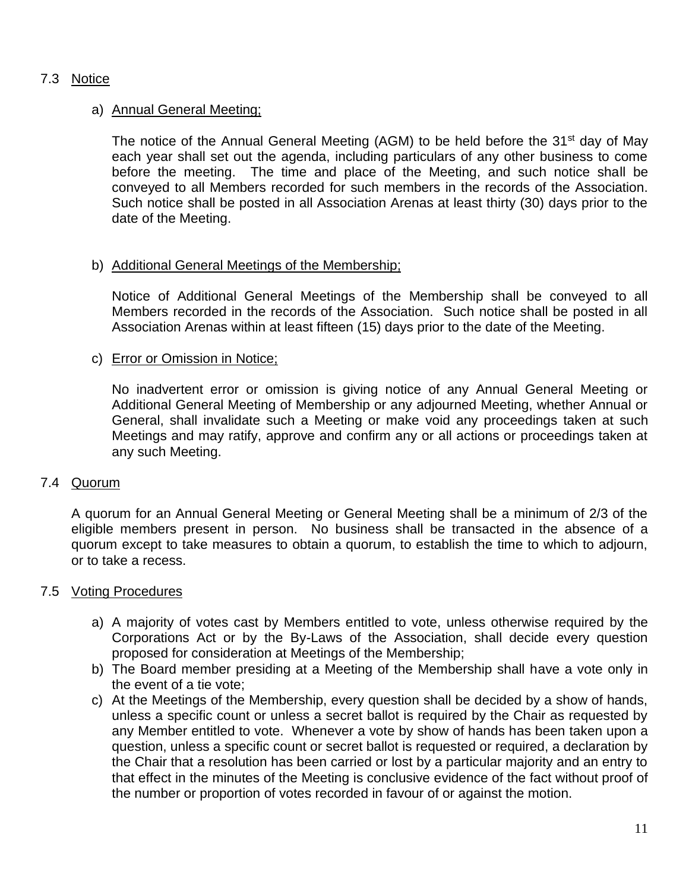## 7.3 Notice

### a) Annual General Meeting;

The notice of the Annual General Meeting (AGM) to be held before the 31st day of May each year shall set out the agenda, including particulars of any other business to come before the meeting. The time and place of the Meeting, and such notice shall be conveyed to all Members recorded for such members in the records of the Association. Such notice shall be posted in all Association Arenas at least thirty (30) days prior to the date of the Meeting.

### b) Additional General Meetings of the Membership;

Notice of Additional General Meetings of the Membership shall be conveyed to all Members recorded in the records of the Association. Such notice shall be posted in all Association Arenas within at least fifteen (15) days prior to the date of the Meeting.

### c) Error or Omission in Notice;

No inadvertent error or omission is giving notice of any Annual General Meeting or Additional General Meeting of Membership or any adjourned Meeting, whether Annual or General, shall invalidate such a Meeting or make void any proceedings taken at such Meetings and may ratify, approve and confirm any or all actions or proceedings taken at any such Meeting.

## 7.4 Quorum

A quorum for an Annual General Meeting or General Meeting shall be a minimum of 2/3 of the eligible members present in person. No business shall be transacted in the absence of a quorum except to take measures to obtain a quorum, to establish the time to which to adjourn, or to take a recess.

## 7.5 Voting Procedures

a) A majority of votes cast by Members entitled to vote, unless otherwise required by the Corporations Act or by the By-Laws of the Association, shall decide every question proposed for consideration at Meetings of the Membership;

b) The Board member presiding at a Meeting of the Membership shall have a vote only in the event of a tie vote;

c) At the Meetings of the Membership, every question shall be decided by a show of hands, unless a specific count or unless a secret ballot is required by the Chair as requested by any Member entitled to vote. Whenever a vote by show of hands has been taken upon a question, unless a specific count or secret ballot is requested or required, a declaration by the Chair that a resolution has been carried or lost by a particular majority and an entry to that effect in the minutes of the Meeting is conclusive evidence of the fact without proof of the number or proportion of votes recorded in favour of or against the motion.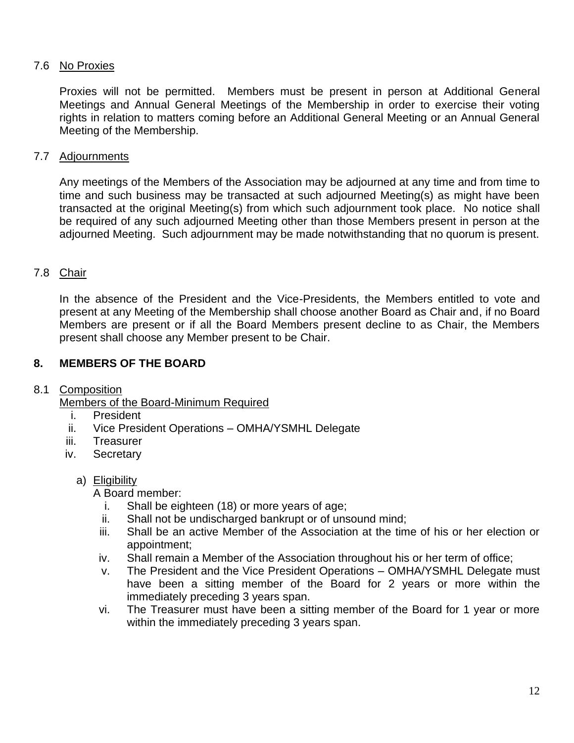### 7.6 No Proxies

Proxies will not be permitted. Members must be present in person at Additional General Meetings and Annual General Meetings of the Membership in order to exercise their voting rights in relation to matters coming before an Additional General Meeting or an Annual General Meeting of the Membership.

### 7.7 Adjournments

Any meetings of the Members of the Association may be adjourned at any time and from time to time and such business may be transacted at such adjourned Meeting(s) as might have been transacted at the original Meeting(s) from which such adjournment took place. No notice shall be required of any such adjourned Meeting other than those Members present in person at the adjourned Meeting. Such adjournment may be made notwithstanding that no quorum is present.

### 7.8 Chair

In the absence of the President and the Vice-Presidents, the Members entitled to vote and present at any Meeting of the Membership shall choose another Board as Chair and, if no Board Members are present or if all the Board Members present decline to as Chair, the Members present shall choose any Member present to be Chair.

## 8. MEMBERS OF THE BOARD

### 8.1 Composition

Members of the Board-Minimum Required

i. President
ii. Vice President Operations – OMHA/YSMHL Delegate
iii. Treasurer
iv. Secretary

a) Eligibility

A Board member:

i. Shall be eighteen (18) or more years of age;
ii. Shall not be undischarged bankrupt or of unsound mind;
iii. Shall be an active Member of the Association at the time of his or her election or appointment;
iv. Shall remain a Member of the Association throughout his or her term of office;
v. The President and the Vice President Operations – OMHA/YSMHL Delegate must have been a sitting member of the Board for 2 years or more within the immediately preceding 3 years span.
vi. The Treasurer must have been a sitting member of the Board for 1 year or more within the immediately preceding 3 years span.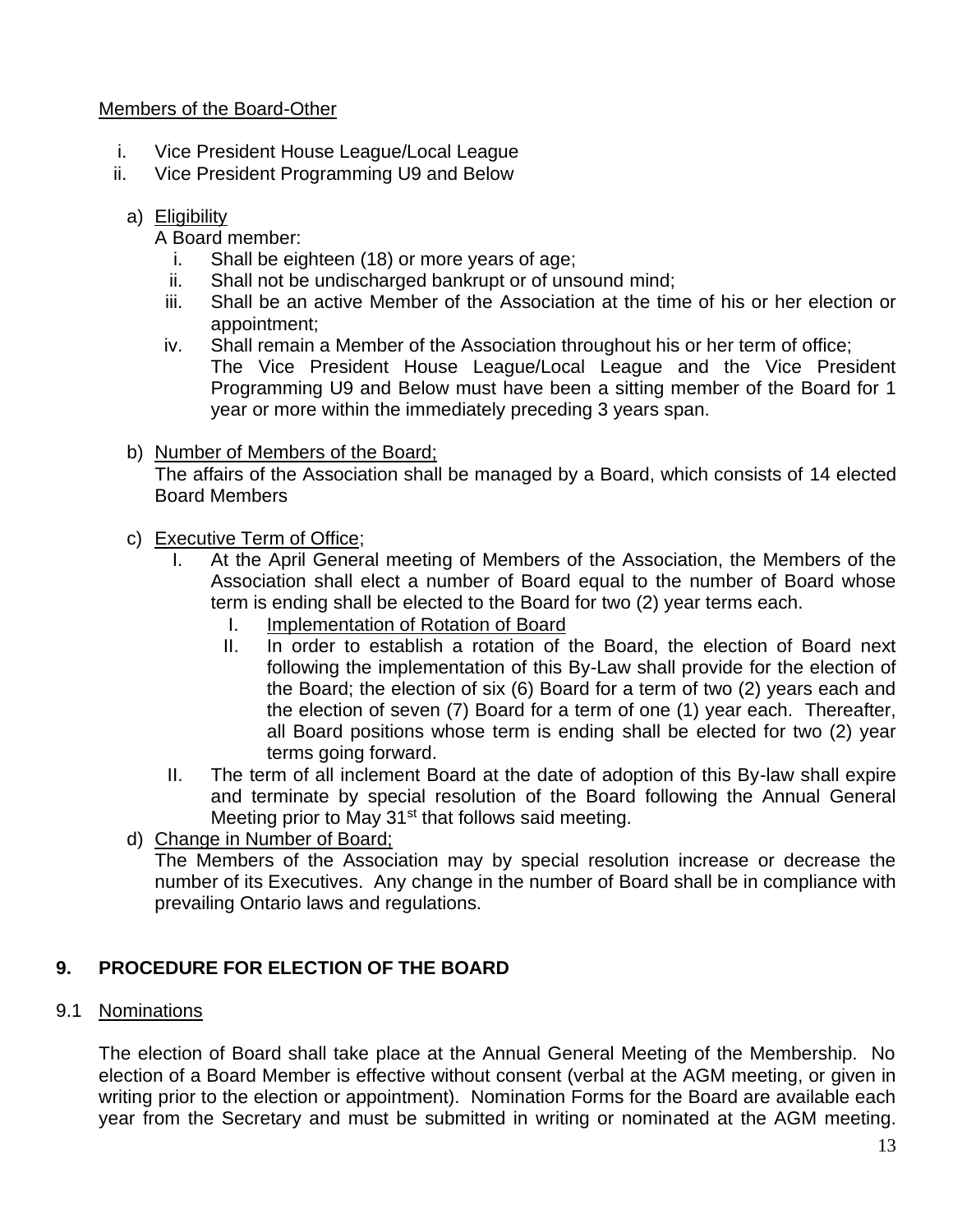Members of the Board-Other

i. Vice President House League/Local League
ii. Vice President Programming U9 and Below

a) Eligibility
   A Board member:
   i. Shall be eighteen (18) or more years of age;
   ii. Shall not be undischarged bankrupt or of unsound mind;
   iii. Shall be an active Member of the Association at the time of his or her election or appointment;
   iv. Shall remain a Member of the Association throughout his or her term of office;
   The Vice President House League/Local League and the Vice President Programming U9 and Below must have been a sitting member of the Board for 1 year or more within the immediately preceding 3 years span.

b) Number of Members of the Board;
   The affairs of the Association shall be managed by a Board, which consists of 14 elected Board Members

c) Executive Term of Office;
   I. At the April General meeting of Members of the Association, the Members of the Association shall elect a number of Board equal to the number of Board whose term is ending shall be elected to the Board for two (2) year terms each.
      I. Implementation of Rotation of Board
      II. In order to establish a rotation of the Board, the election of Board next following the implementation of this By-Law shall provide for the election of the Board; the election of six (6) Board for a term of two (2) years each and the election of seven (7) Board for a term of one (1) year each. Thereafter, all Board positions whose term is ending shall be elected for two (2) year terms going forward.
   II. The term of all inclement Board at the date of adoption of this By-law shall expire and terminate by special resolution of the Board following the Annual General Meeting prior to May 31st that follows said meeting.

d) Change in Number of Board;
   The Members of the Association may by special resolution increase or decrease the number of its Executives. Any change in the number of Board shall be in compliance with prevailing Ontario laws and regulations.

## 9. PROCEDURE FOR ELECTION OF THE BOARD

### 9.1 Nominations

The election of Board shall take place at the Annual General Meeting of the Membership. No election of a Board Member is effective without consent (verbal at the AGM meeting, or given in writing prior to the election or appointment). Nomination Forms for the Board are available each year from the Secretary and must be submitted in writing or nominated at the AGM meeting.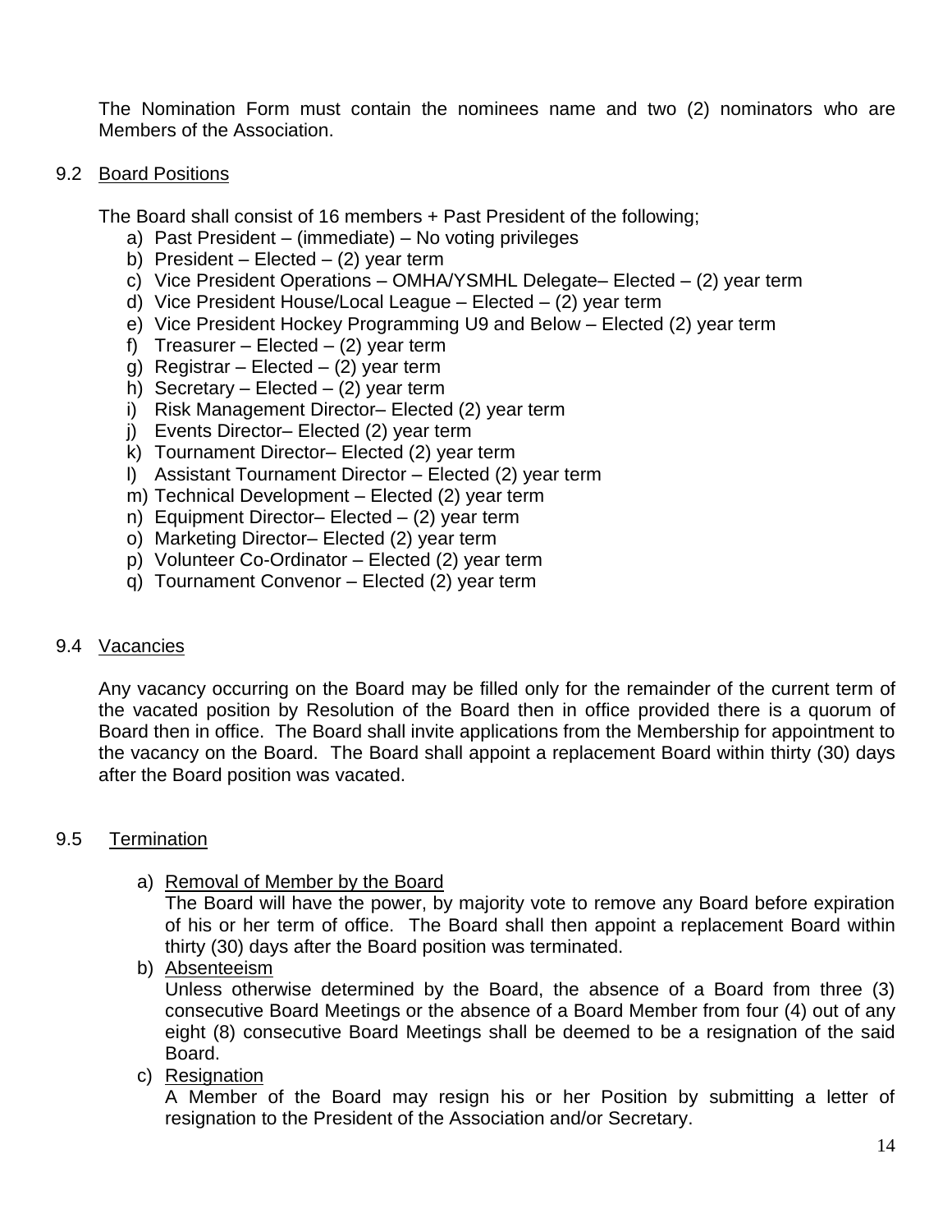The Nomination Form must contain the nominees name and two (2) nominators who are Members of the Association.

### 9.2 Board Positions

The Board shall consist of 16 members + Past President of the following;

a) Past President – (immediate) – No voting privileges
b) President – Elected – (2) year term
c) Vice President Operations – OMHA/YSMHL Delegate– Elected – (2) year term
d) Vice President House/Local League – Elected – (2) year term
e) Vice President Hockey Programming U9 and Below – Elected (2) year term
f) Treasurer – Elected – (2) year term
g) Registrar – Elected – (2) year term
h) Secretary – Elected – (2) year term
i) Risk Management Director– Elected (2) year term
j) Events Director– Elected (2) year term
k) Tournament Director– Elected (2) year term
l) Assistant Tournament Director – Elected (2) year term
m) Technical Development – Elected (2) year term
n) Equipment Director– Elected – (2) year term
o) Marketing Director– Elected (2) year term
p) Volunteer Co-Ordinator – Elected (2) year term
q) Tournament Convenor – Elected (2) year term

### 9.4 Vacancies

Any vacancy occurring on the Board may be filled only for the remainder of the current term of the vacated position by Resolution of the Board then in office provided there is a quorum of Board then in office. The Board shall invite applications from the Membership for appointment to the vacancy on the Board. The Board shall appoint a replacement Board within thirty (30) days after the Board position was vacated.

### 9.5 Termination

a) Removal of Member by the Board
   The Board will have the power, by majority vote to remove any Board before expiration of his or her term of office. The Board shall then appoint a replacement Board within thirty (30) days after the Board position was terminated.
b) Absenteeism
   Unless otherwise determined by the Board, the absence of a Board from three (3) consecutive Board Meetings or the absence of a Board Member from four (4) out of any eight (8) consecutive Board Meetings shall be deemed to be a resignation of the said Board.
c) Resignation
   A Member of the Board may resign his or her Position by submitting a letter of resignation to the President of the Association and/or Secretary.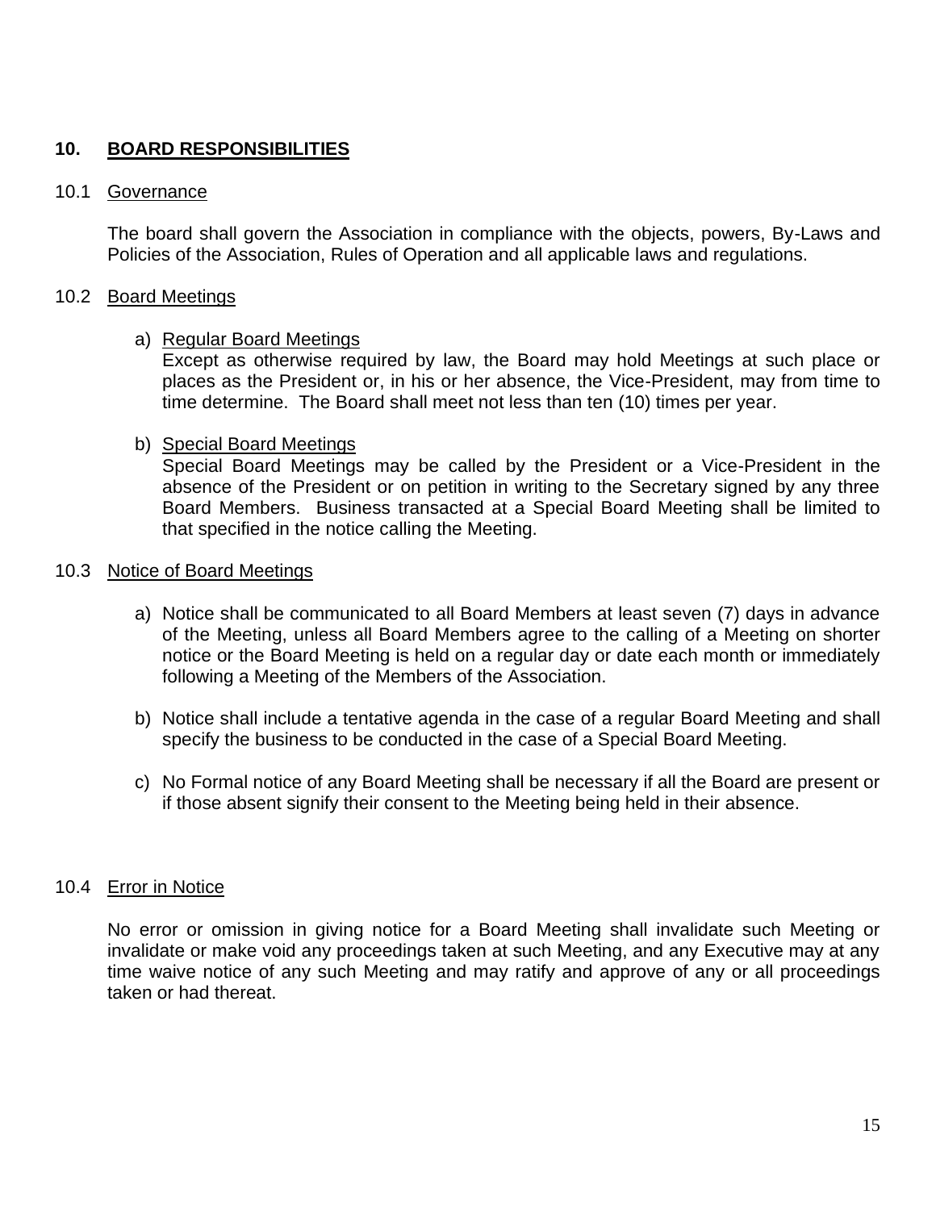## 10. BOARD RESPONSIBILITIES

### 10.1 Governance

The board shall govern the Association in compliance with the objects, powers, By-Laws and Policies of the Association, Rules of Operation and all applicable laws and regulations.

### 10.2 Board Meetings

a) Regular Board Meetings
Except as otherwise required by law, the Board may hold Meetings at such place or places as the President or, in his or her absence, the Vice-President, may from time to time determine. The Board shall meet not less than ten (10) times per year.

b) Special Board Meetings
Special Board Meetings may be called by the President or a Vice-President in the absence of the President or on petition in writing to the Secretary signed by any three Board Members. Business transacted at a Special Board Meeting shall be limited to that specified in the notice calling the Meeting.

### 10.3 Notice of Board Meetings

a) Notice shall be communicated to all Board Members at least seven (7) days in advance of the Meeting, unless all Board Members agree to the calling of a Meeting on shorter notice or the Board Meeting is held on a regular day or date each month or immediately following a Meeting of the Members of the Association.

b) Notice shall include a tentative agenda in the case of a regular Board Meeting and shall specify the business to be conducted in the case of a Special Board Meeting.

c) No Formal notice of any Board Meeting shall be necessary if all the Board are present or if those absent signify their consent to the Meeting being held in their absence.

### 10.4 Error in Notice

No error or omission in giving notice for a Board Meeting shall invalidate such Meeting or invalidate or make void any proceedings taken at such Meeting, and any Executive may at any time waive notice of any such Meeting and may ratify and approve of any or all proceedings taken or had thereat.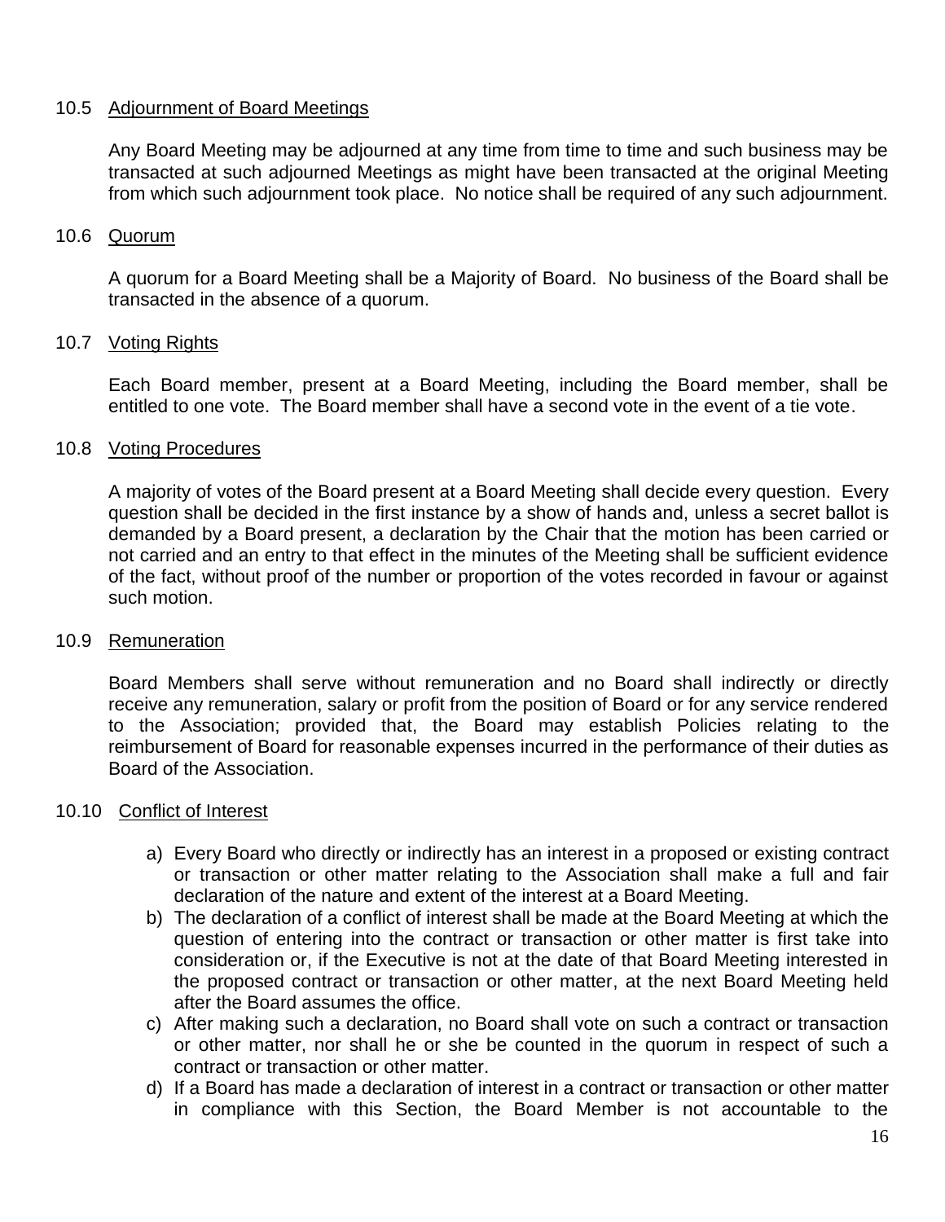### 10.5 Adjournment of Board Meetings

Any Board Meeting may be adjourned at any time from time to time and such business may be transacted at such adjourned Meetings as might have been transacted at the original Meeting from which such adjournment took place. No notice shall be required of any such adjournment.

### 10.6 Quorum

A quorum for a Board Meeting shall be a Majority of Board. No business of the Board shall be transacted in the absence of a quorum.

### 10.7 Voting Rights

Each Board member, present at a Board Meeting, including the Board member, shall be entitled to one vote. The Board member shall have a second vote in the event of a tie vote.

### 10.8 Voting Procedures

A majority of votes of the Board present at a Board Meeting shall decide every question. Every question shall be decided in the first instance by a show of hands and, unless a secret ballot is demanded by a Board present, a declaration by the Chair that the motion has been carried or not carried and an entry to that effect in the minutes of the Meeting shall be sufficient evidence of the fact, without proof of the number or proportion of the votes recorded in favour or against such motion.

### 10.9 Remuneration

Board Members shall serve without remuneration and no Board shall indirectly or directly receive any remuneration, salary or profit from the position of Board or for any service rendered to the Association; provided that, the Board may establish Policies relating to the reimbursement of Board for reasonable expenses incurred in the performance of their duties as Board of the Association.

### 10.10 Conflict of Interest

a) Every Board who directly or indirectly has an interest in a proposed or existing contract or transaction or other matter relating to the Association shall make a full and fair declaration of the nature and extent of the interest at a Board Meeting.
b) The declaration of a conflict of interest shall be made at the Board Meeting at which the question of entering into the contract or transaction or other matter is first take into consideration or, if the Executive is not at the date of that Board Meeting interested in the proposed contract or transaction or other matter, at the next Board Meeting held after the Board assumes the office.
c) After making such a declaration, no Board shall vote on such a contract or transaction or other matter, nor shall he or she be counted in the quorum in respect of such a contract or transaction or other matter.
d) If a Board has made a declaration of interest in a contract or transaction or other matter in compliance with this Section, the Board Member is not accountable to the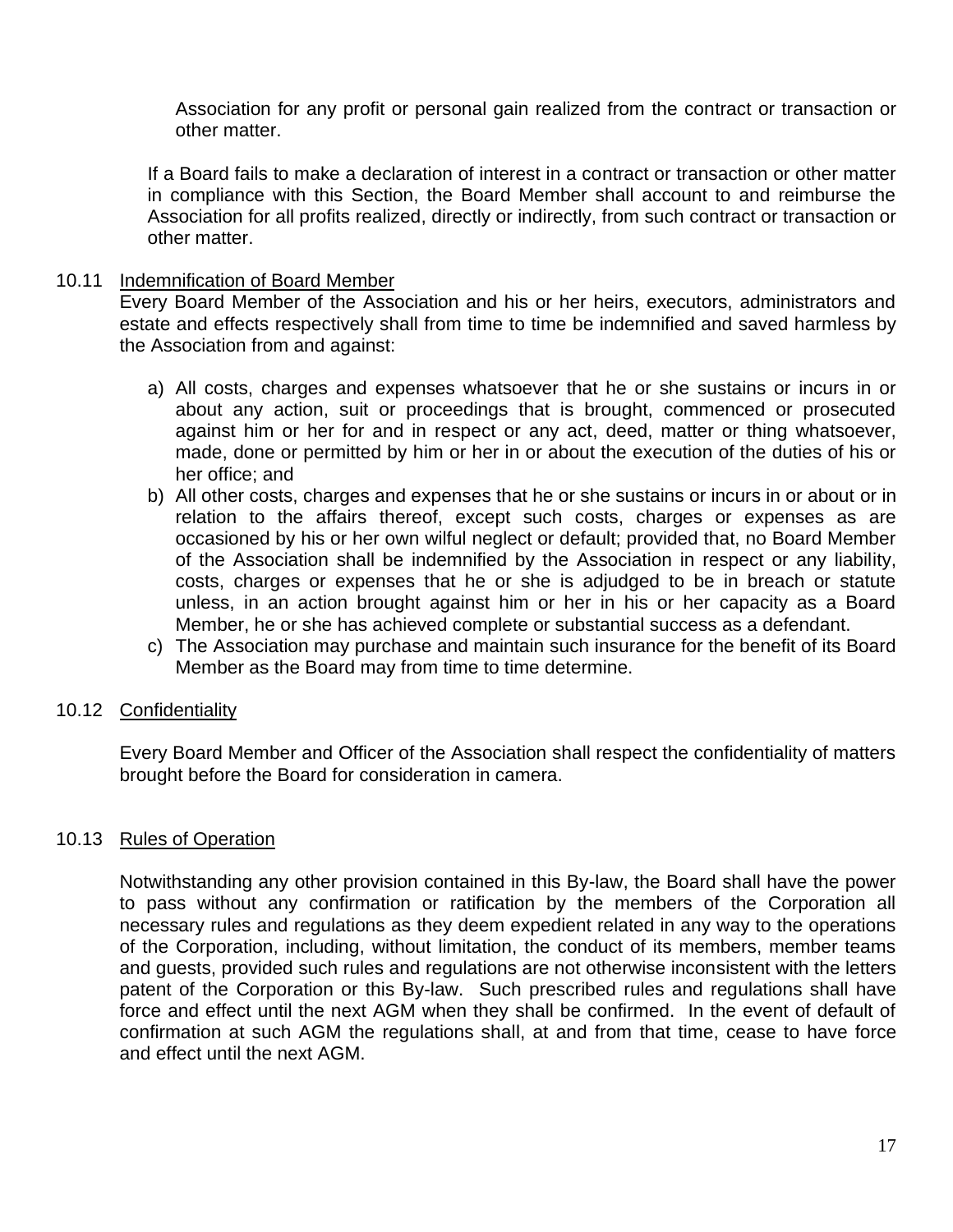Association for any profit or personal gain realized from the contract or transaction or other matter.

If a Board fails to make a declaration of interest in a contract or transaction or other matter in compliance with this Section, the Board Member shall account to and reimburse the Association for all profits realized, directly or indirectly, from such contract or transaction or other matter.

10.11 Indemnification of Board Member

Every Board Member of the Association and his or her heirs, executors, administrators and estate and effects respectively shall from time to time be indemnified and saved harmless by the Association from and against:

a) All costs, charges and expenses whatsoever that he or she sustains or incurs in or about any action, suit or proceedings that is brought, commenced or prosecuted against him or her for and in respect or any act, deed, matter or thing whatsoever, made, done or permitted by him or her in or about the execution of the duties of his or her office; and
b) All other costs, charges and expenses that he or she sustains or incurs in or about or in relation to the affairs thereof, except such costs, charges or expenses as are occasioned by his or her own wilful neglect or default; provided that, no Board Member of the Association shall be indemnified by the Association in respect or any liability, costs, charges or expenses that he or she is adjudged to be in breach or statute unless, in an action brought against him or her in his or her capacity as a Board Member, he or she has achieved complete or substantial success as a defendant.
c) The Association may purchase and maintain such insurance for the benefit of its Board Member as the Board may from time to time determine.

10.12 Confidentiality

Every Board Member and Officer of the Association shall respect the confidentiality of matters brought before the Board for consideration in camera.

10.13 Rules of Operation

Notwithstanding any other provision contained in this By-law, the Board shall have the power to pass without any confirmation or ratification by the members of the Corporation all necessary rules and regulations as they deem expedient related in any way to the operations of the Corporation, including, without limitation, the conduct of its members, member teams and guests, provided such rules and regulations are not otherwise inconsistent with the letters patent of the Corporation or this By-law. Such prescribed rules and regulations shall have force and effect until the next AGM when they shall be confirmed. In the event of default of confirmation at such AGM the regulations shall, at and from that time, cease to have force and effect until the next AGM.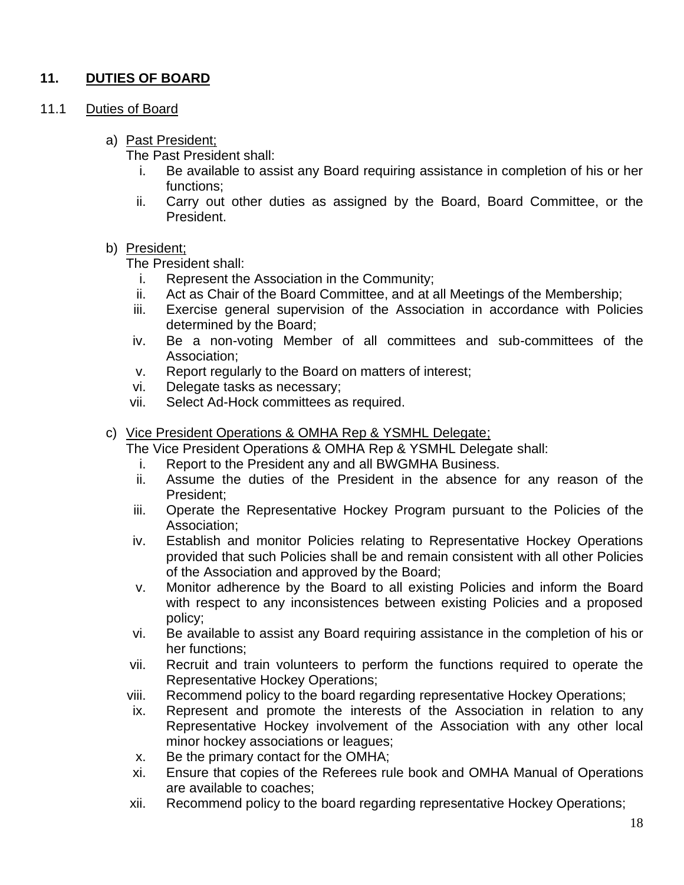## 11. DUTIES OF BOARD

### 11.1 Duties of Board

a) Past President;

The Past President shall:

i. Be available to assist any Board requiring assistance in completion of his or her functions;
ii. Carry out other duties as assigned by the Board, Board Committee, or the President.

b) President;

The President shall:

i. Represent the Association in the Community;
ii. Act as Chair of the Board Committee, and at all Meetings of the Membership;
iii. Exercise general supervision of the Association in accordance with Policies determined by the Board;
iv. Be a non-voting Member of all committees and sub-committees of the Association;
v. Report regularly to the Board on matters of interest;
vi. Delegate tasks as necessary;
vii. Select Ad-Hock committees as required.

c) Vice President Operations & OMHA Rep & YSMHL Delegate;

The Vice President Operations & OMHA Rep & YSMHL Delegate shall:

i. Report to the President any and all BWGMHA Business.
ii. Assume the duties of the President in the absence for any reason of the President;
iii. Operate the Representative Hockey Program pursuant to the Policies of the Association;
iv. Establish and monitor Policies relating to Representative Hockey Operations provided that such Policies shall be and remain consistent with all other Policies of the Association and approved by the Board;
v. Monitor adherence by the Board to all existing Policies and inform the Board with respect to any inconsistences between existing Policies and a proposed policy;
vi. Be available to assist any Board requiring assistance in the completion of his or her functions;
vii. Recruit and train volunteers to perform the functions required to operate the Representative Hockey Operations;
viii. Recommend policy to the board regarding representative Hockey Operations;
ix. Represent and promote the interests of the Association in relation to any Representative Hockey involvement of the Association with any other local minor hockey associations or leagues;
x. Be the primary contact for the OMHA;
xi. Ensure that copies of the Referees rule book and OMHA Manual of Operations are available to coaches;
xii. Recommend policy to the board regarding representative Hockey Operations;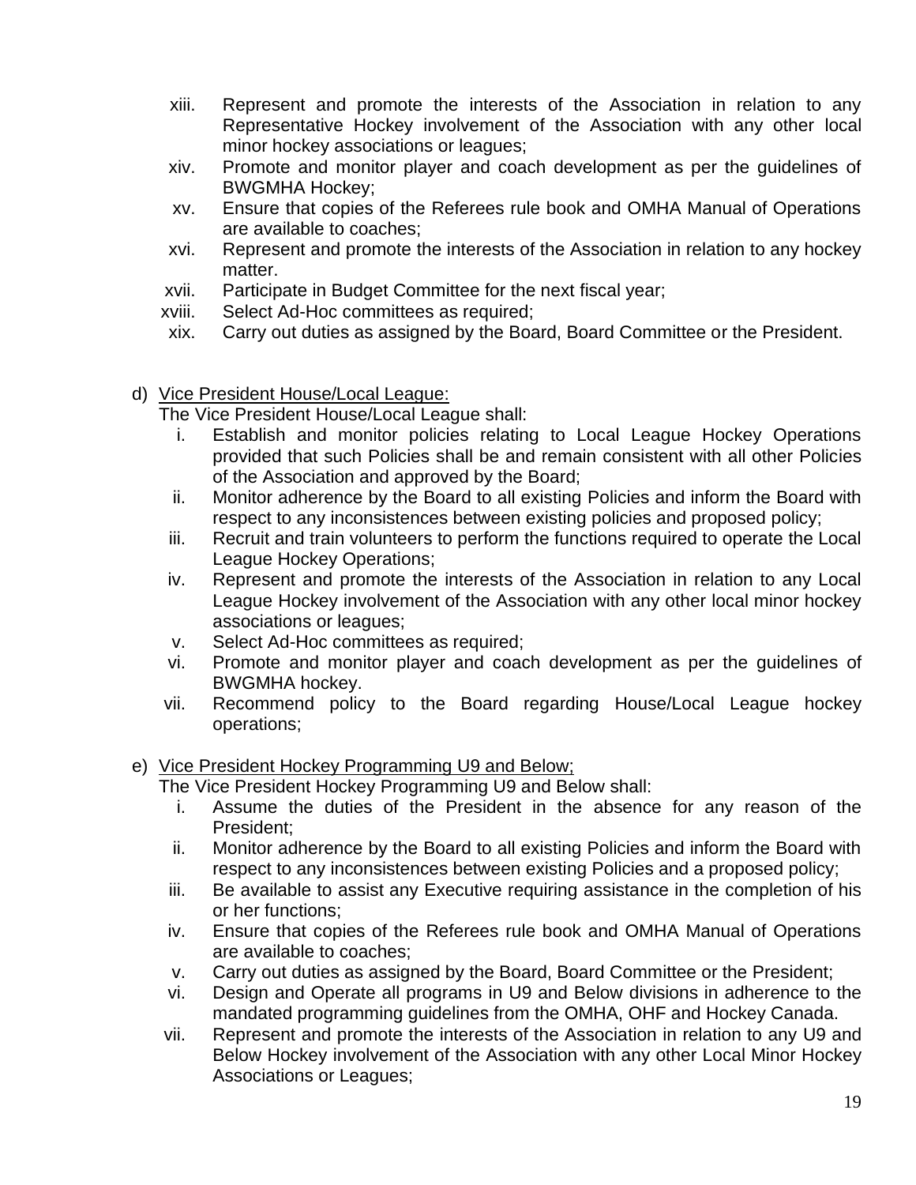xiii. Represent and promote the interests of the Association in relation to any Representative Hockey involvement of the Association with any other local minor hockey associations or leagues;

xiv. Promote and monitor player and coach development as per the guidelines of BWGMHA Hockey;

xv. Ensure that copies of the Referees rule book and OMHA Manual of Operations are available to coaches;

xvi. Represent and promote the interests of the Association in relation to any hockey matter.

xvii. Participate in Budget Committee for the next fiscal year;

xviii. Select Ad-Hoc committees as required;

xix. Carry out duties as assigned by the Board, Board Committee or the President.

d) <u>Vice President House/Local League:</u>

The Vice President House/Local League shall:

i. Establish and monitor policies relating to Local League Hockey Operations provided that such Policies shall be and remain consistent with all other Policies of the Association and approved by the Board;

ii. Monitor adherence by the Board to all existing Policies and inform the Board with respect to any inconsistences between existing policies and proposed policy;

iii. Recruit and train volunteers to perform the functions required to operate the Local League Hockey Operations;

iv. Represent and promote the interests of the Association in relation to any Local League Hockey involvement of the Association with any other local minor hockey associations or leagues;

v. Select Ad-Hoc committees as required;

vi. Promote and monitor player and coach development as per the guidelines of BWGMHA hockey.

vii. Recommend policy to the Board regarding House/Local League hockey operations;

e) <u>Vice President Hockey Programming U9 and Below;</u>

The Vice President Hockey Programming U9 and Below shall:

i. Assume the duties of the President in the absence for any reason of the President;

ii. Monitor adherence by the Board to all existing Policies and inform the Board with respect to any inconsistences between existing Policies and a proposed policy;

iii. Be available to assist any Executive requiring assistance in the completion of his or her functions;

iv. Ensure that copies of the Referees rule book and OMHA Manual of Operations are available to coaches;

v. Carry out duties as assigned by the Board, Board Committee or the President;

vi. Design and Operate all programs in U9 and Below divisions in adherence to the mandated programming guidelines from the OMHA, OHF and Hockey Canada.

vii. Represent and promote the interests of the Association in relation to any U9 and Below Hockey involvement of the Association with any other Local Minor Hockey Associations or Leagues;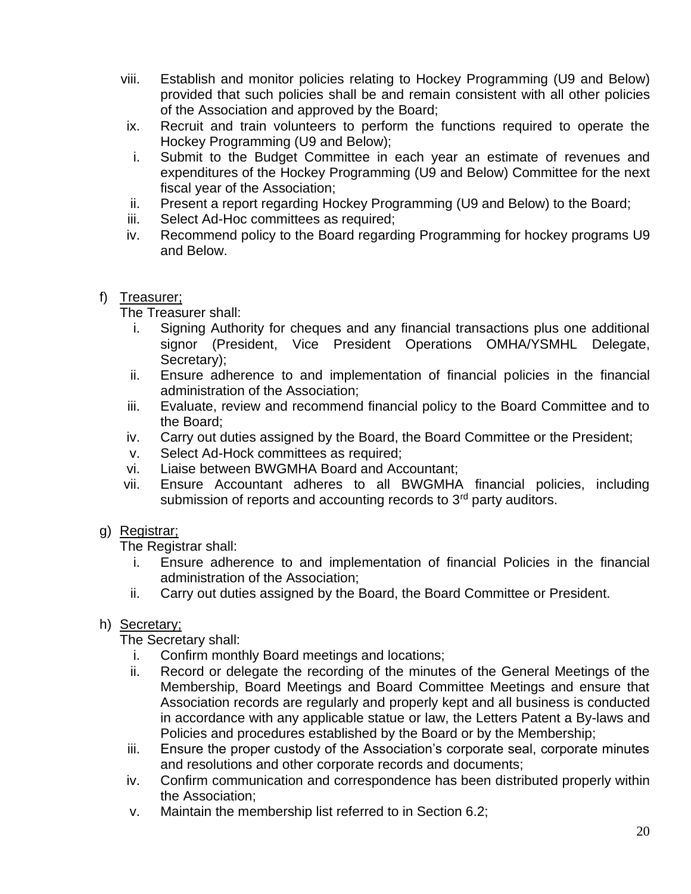viii. Establish and monitor policies relating to Hockey Programming (U9 and Below) provided that such policies shall be and remain consistent with all other policies of the Association and approved by the Board;

ix. Recruit and train volunteers to perform the functions required to operate the Hockey Programming (U9 and Below);

i. Submit to the Budget Committee in each year an estimate of revenues and expenditures of the Hockey Programming (U9 and Below) Committee for the next fiscal year of the Association;

ii. Present a report regarding Hockey Programming (U9 and Below) to the Board;

iii. Select Ad-Hoc committees as required;

iv. Recommend policy to the Board regarding Programming for hockey programs U9 and Below.

f) Treasurer;

The Treasurer shall:

i. Signing Authority for cheques and any financial transactions plus one additional signor (President, Vice President Operations OMHA/YSMHL Delegate, Secretary);

ii. Ensure adherence to and implementation of financial policies in the financial administration of the Association;

iii. Evaluate, review and recommend financial policy to the Board Committee and to the Board;

iv. Carry out duties assigned by the Board, the Board Committee or the President;

v. Select Ad-Hock committees as required;

vi. Liaise between BWGMHA Board and Accountant;

vii. Ensure Accountant adheres to all BWGMHA financial policies, including submission of reports and accounting records to 3rd party auditors.

g) Registrar;

The Registrar shall:

i. Ensure adherence to and implementation of financial Policies in the financial administration of the Association;

ii. Carry out duties assigned by the Board, the Board Committee or President.

h) Secretary;

The Secretary shall:

i. Confirm monthly Board meetings and locations;

ii. Record or delegate the recording of the minutes of the General Meetings of the Membership, Board Meetings and Board Committee Meetings and ensure that Association records are regularly and properly kept and all business is conducted in accordance with any applicable statue or law, the Letters Patent a By-laws and Policies and procedures established by the Board or by the Membership;

iii. Ensure the proper custody of the Association's corporate seal, corporate minutes and resolutions and other corporate records and documents;

iv. Confirm communication and correspondence has been distributed properly within the Association;

v. Maintain the membership list referred to in Section 6.2;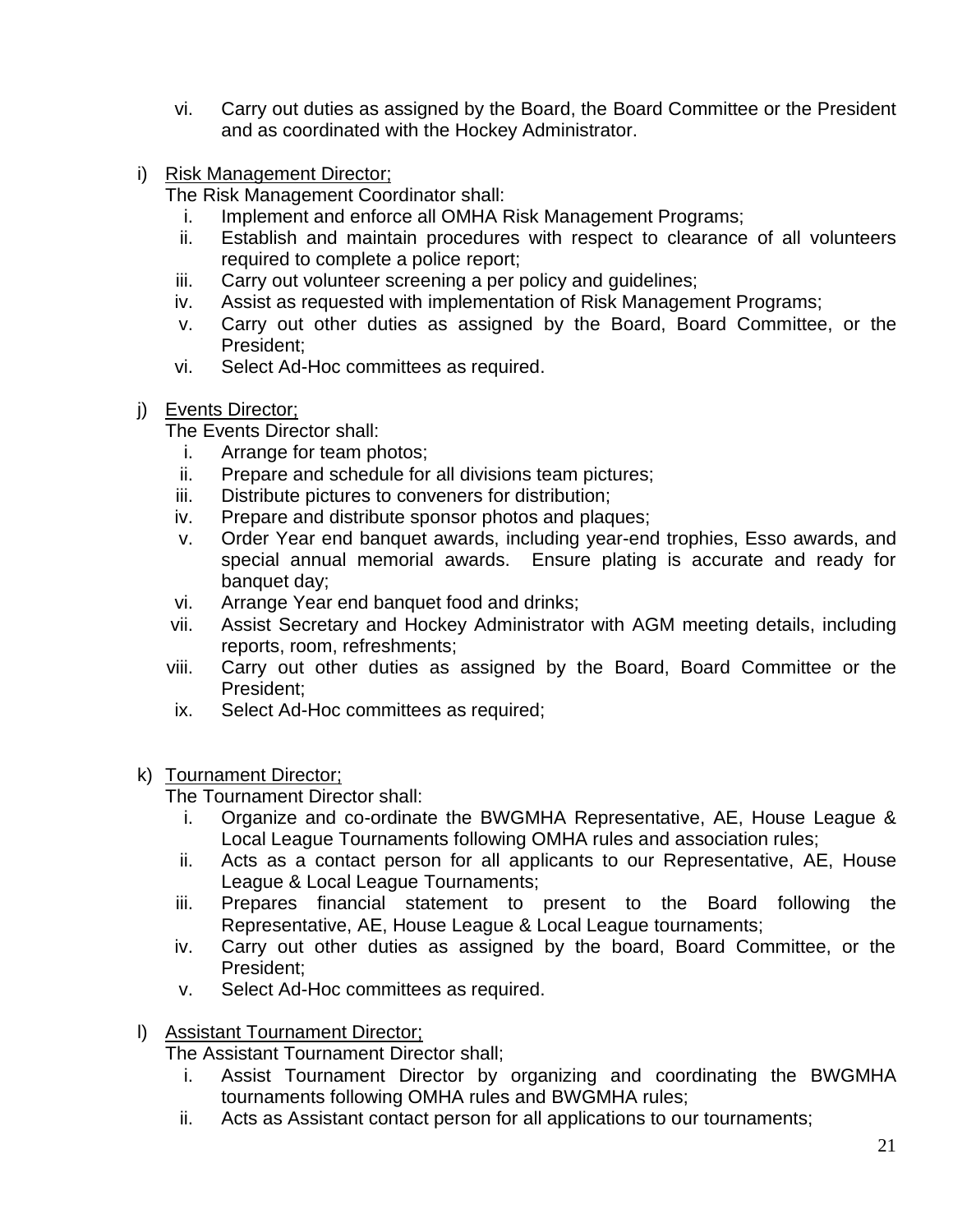vi. Carry out duties as assigned by the Board, the Board Committee or the President and as coordinated with the Hockey Administrator.

i) <u>Risk Management Director;</u>

The Risk Management Coordinator shall:

i. Implement and enforce all OMHA Risk Management Programs;
ii. Establish and maintain procedures with respect to clearance of all volunteers required to complete a police report;
iii. Carry out volunteer screening a per policy and guidelines;
iv. Assist as requested with implementation of Risk Management Programs;
v. Carry out other duties as assigned by the Board, Board Committee, or the President;
vi. Select Ad-Hoc committees as required.

j) <u>Events Director;</u>

The Events Director shall:

i. Arrange for team photos;
ii. Prepare and schedule for all divisions team pictures;
iii. Distribute pictures to conveners for distribution;
iv. Prepare and distribute sponsor photos and plaques;
v. Order Year end banquet awards, including year-end trophies, Esso awards, and special annual memorial awards. Ensure plating is accurate and ready for banquet day;
vi. Arrange Year end banquet food and drinks;
vii. Assist Secretary and Hockey Administrator with AGM meeting details, including reports, room, refreshments;
viii. Carry out other duties as assigned by the Board, Board Committee or the President;
ix. Select Ad-Hoc committees as required;

k) <u>Tournament Director;</u>

The Tournament Director shall:

i. Organize and co-ordinate the BWGMHA Representative, AE, House League & Local League Tournaments following OMHA rules and association rules;
ii. Acts as a contact person for all applicants to our Representative, AE, House League & Local League Tournaments;
iii. Prepares financial statement to present to the Board following the Representative, AE, House League & Local League tournaments;
iv. Carry out other duties as assigned by the board, Board Committee, or the President;
v. Select Ad-Hoc committees as required.

l) <u>Assistant Tournament Director;</u>

The Assistant Tournament Director shall;

i. Assist Tournament Director by organizing and coordinating the BWGMHA tournaments following OMHA rules and BWGMHA rules;
ii. Acts as Assistant contact person for all applications to our tournaments;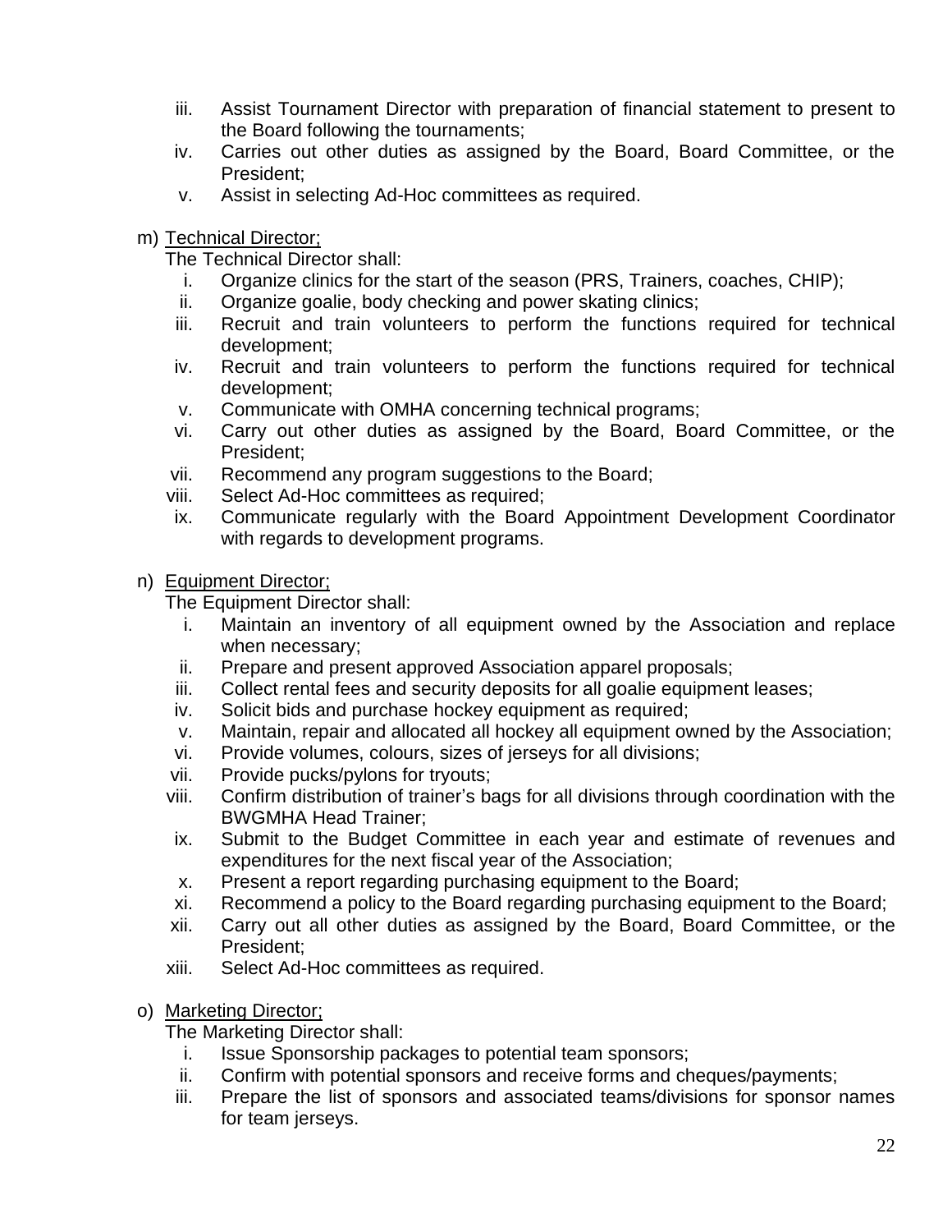iii. Assist Tournament Director with preparation of financial statement to present to the Board following the tournaments;
iv. Carries out other duties as assigned by the Board, Board Committee, or the President;
v. Assist in selecting Ad-Hoc committees as required.

m) <u>Technical Director;</u>
The Technical Director shall:
i. Organize clinics for the start of the season (PRS, Trainers, coaches, CHIP);
ii. Organize goalie, body checking and power skating clinics;
iii. Recruit and train volunteers to perform the functions required for technical development;
iv. Recruit and train volunteers to perform the functions required for technical development;
v. Communicate with OMHA concerning technical programs;
vi. Carry out other duties as assigned by the Board, Board Committee, or the President;
vii. Recommend any program suggestions to the Board;
viii. Select Ad-Hoc committees as required;
ix. Communicate regularly with the Board Appointment Development Coordinator with regards to development programs.

n) <u>Equipment Director;</u>
The Equipment Director shall:
i. Maintain an inventory of all equipment owned by the Association and replace when necessary;
ii. Prepare and present approved Association apparel proposals;
iii. Collect rental fees and security deposits for all goalie equipment leases;
iv. Solicit bids and purchase hockey equipment as required;
v. Maintain, repair and allocated all hockey all equipment owned by the Association;
vi. Provide volumes, colours, sizes of jerseys for all divisions;
vii. Provide pucks/pylons for tryouts;
viii. Confirm distribution of trainer's bags for all divisions through coordination with the BWGMHA Head Trainer;
ix. Submit to the Budget Committee in each year and estimate of revenues and expenditures for the next fiscal year of the Association;
x. Present a report regarding purchasing equipment to the Board;
xi. Recommend a policy to the Board regarding purchasing equipment to the Board;
xii. Carry out all other duties as assigned by the Board, Board Committee, or the President;
xiii. Select Ad-Hoc committees as required.

o) <u>Marketing Director;</u>
The Marketing Director shall:
i. Issue Sponsorship packages to potential team sponsors;
ii. Confirm with potential sponsors and receive forms and cheques/payments;
iii. Prepare the list of sponsors and associated teams/divisions for sponsor names for team jerseys.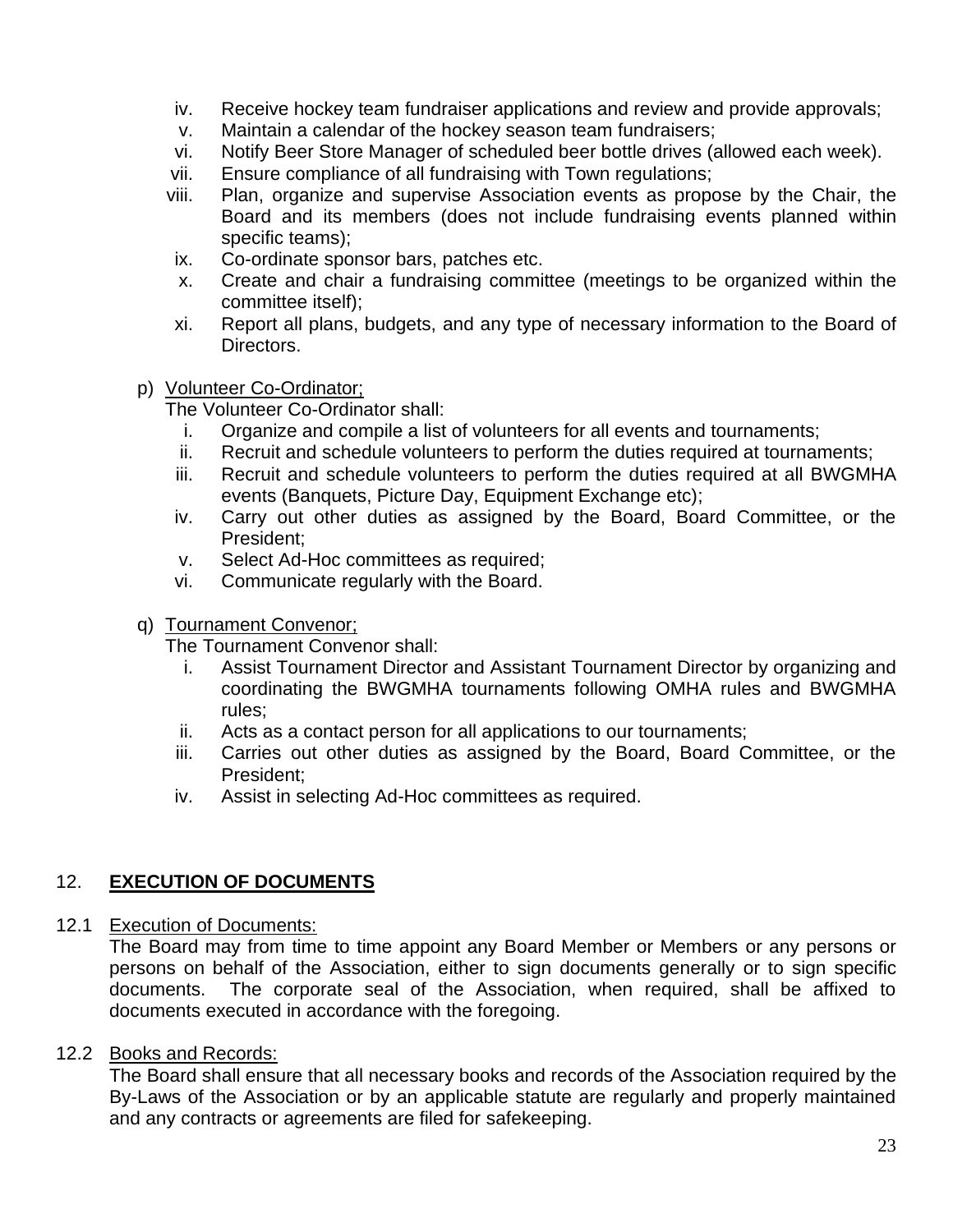iv. Receive hockey team fundraiser applications and review and provide approvals;
v. Maintain a calendar of the hockey season team fundraisers;
vi. Notify Beer Store Manager of scheduled beer bottle drives (allowed each week).
vii. Ensure compliance of all fundraising with Town regulations;
viii. Plan, organize and supervise Association events as propose by the Chair, the Board and its members (does not include fundraising events planned within specific teams);
ix. Co-ordinate sponsor bars, patches etc.
x. Create and chair a fundraising committee (meetings to be organized within the committee itself);
xi. Report all plans, budgets, and any type of necessary information to the Board of Directors.

p) Volunteer Co-Ordinator;

The Volunteer Co-Ordinator shall:

i. Organize and compile a list of volunteers for all events and tournaments;
ii. Recruit and schedule volunteers to perform the duties required at tournaments;
iii. Recruit and schedule volunteers to perform the duties required at all BWGMHA events (Banquets, Picture Day, Equipment Exchange etc);
iv. Carry out other duties as assigned by the Board, Board Committee, or the President;
v. Select Ad-Hoc committees as required;
vi. Communicate regularly with the Board.

q) Tournament Convenor;

The Tournament Convenor shall:

i. Assist Tournament Director and Assistant Tournament Director by organizing and coordinating the BWGMHA tournaments following OMHA rules and BWGMHA rules;
ii. Acts as a contact person for all applications to our tournaments;
iii. Carries out other duties as assigned by the Board, Board Committee, or the President;
iv. Assist in selecting Ad-Hoc committees as required.

## 12. EXECUTION OF DOCUMENTS

12.1 Execution of Documents:

The Board may from time to time appoint any Board Member or Members or any persons or persons on behalf of the Association, either to sign documents generally or to sign specific documents. The corporate seal of the Association, when required, shall be affixed to documents executed in accordance with the foregoing.

12.2 Books and Records:

The Board shall ensure that all necessary books and records of the Association required by the By-Laws of the Association or by an applicable statute are regularly and properly maintained and any contracts or agreements are filed for safekeeping.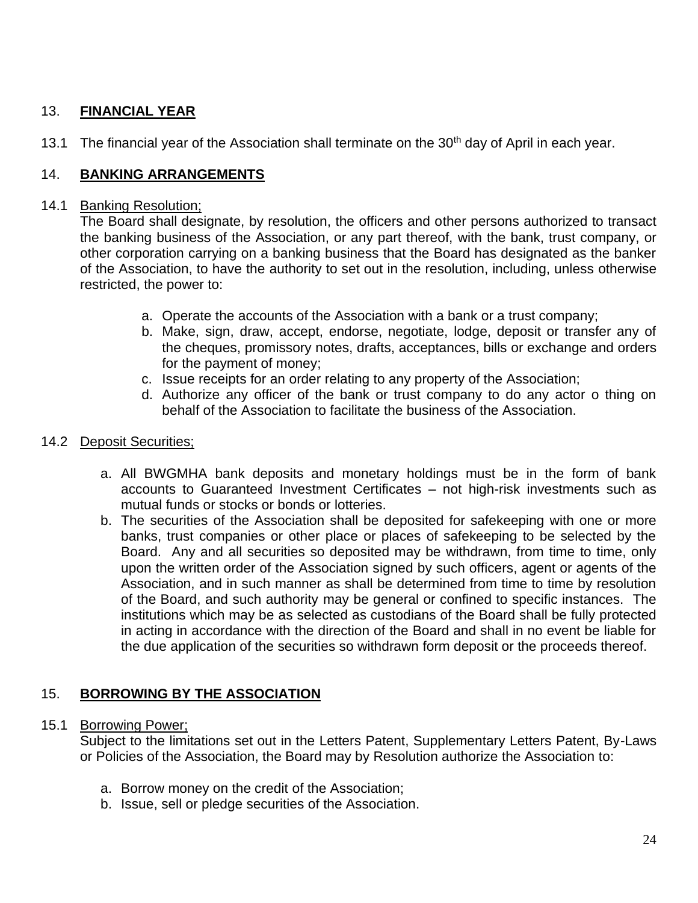## 13. **FINANCIAL YEAR**

13.1 The financial year of the Association shall terminate on the 30th day of April in each year.

## 14. **BANKING ARRANGEMENTS**

14.1 Banking Resolution;

The Board shall designate, by resolution, the officers and other persons authorized to transact the banking business of the Association, or any part thereof, with the bank, trust company, or other corporation carrying on a banking business that the Board has designated as the banker of the Association, to have the authority to set out in the resolution, including, unless otherwise restricted, the power to:

a. Operate the accounts of the Association with a bank or a trust company;
b. Make, sign, draw, accept, endorse, negotiate, lodge, deposit or transfer any of the cheques, promissory notes, drafts, acceptances, bills or exchange and orders for the payment of money;
c. Issue receipts for an order relating to any property of the Association;
d. Authorize any officer of the bank or trust company to do any actor o thing on behalf of the Association to facilitate the business of the Association.

14.2 Deposit Securities;

a. All BWGMHA bank deposits and monetary holdings must be in the form of bank accounts to Guaranteed Investment Certificates – not high-risk investments such as mutual funds or stocks or bonds or lotteries.
b. The securities of the Association shall be deposited for safekeeping with one or more banks, trust companies or other place or places of safekeeping to be selected by the Board. Any and all securities so deposited may be withdrawn, from time to time, only upon the written order of the Association signed by such officers, agent or agents of the Association, and in such manner as shall be determined from time to time by resolution of the Board, and such authority may be general or confined to specific instances. The institutions which may be as selected as custodians of the Board shall be fully protected in acting in accordance with the direction of the Board and shall in no event be liable for the due application of the securities so withdrawn form deposit or the proceeds thereof.

## 15. **BORROWING BY THE ASSOCIATION**

15.1 Borrowing Power;

Subject to the limitations set out in the Letters Patent, Supplementary Letters Patent, By-Laws or Policies of the Association, the Board may by Resolution authorize the Association to:

a. Borrow money on the credit of the Association;
b. Issue, sell or pledge securities of the Association.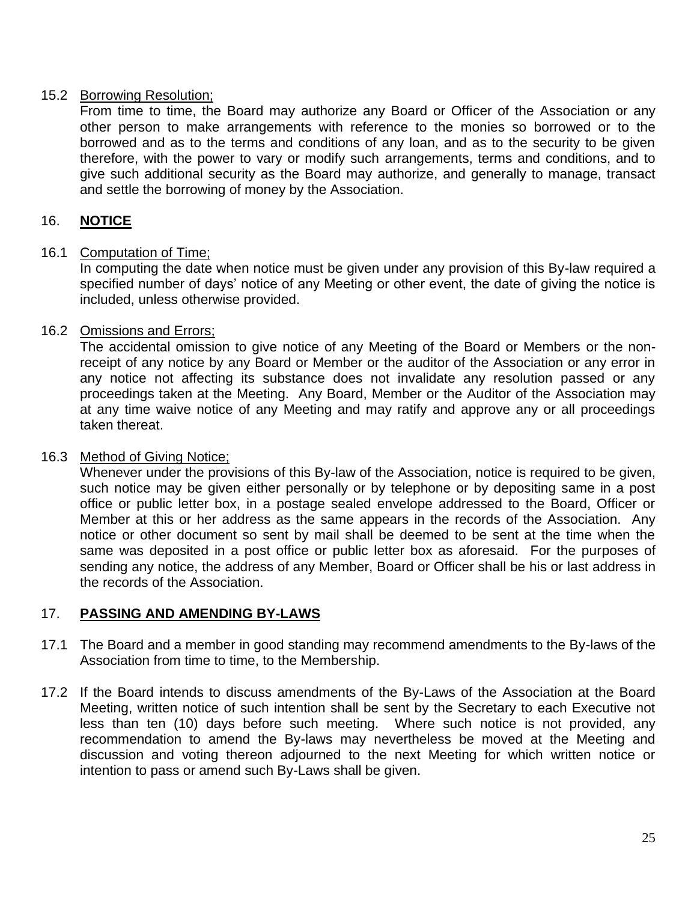15.2 Borrowing Resolution;

From time to time, the Board may authorize any Board or Officer of the Association or any other person to make arrangements with reference to the monies so borrowed or to the borrowed and as to the terms and conditions of any loan, and as to the security to be given therefore, with the power to vary or modify such arrangements, terms and conditions, and to give such additional security as the Board may authorize, and generally to manage, transact and settle the borrowing of money by the Association.

## 16. NOTICE

16.1 Computation of Time;

In computing the date when notice must be given under any provision of this By-law required a specified number of days' notice of any Meeting or other event, the date of giving the notice is included, unless otherwise provided.

16.2 Omissions and Errors;

The accidental omission to give notice of any Meeting of the Board or Members or the non-receipt of any notice by any Board or Member or the auditor of the Association or any error in any notice not affecting its substance does not invalidate any resolution passed or any proceedings taken at the Meeting. Any Board, Member or the Auditor of the Association may at any time waive notice of any Meeting and may ratify and approve any or all proceedings taken thereat.

16.3 Method of Giving Notice;

Whenever under the provisions of this By-law of the Association, notice is required to be given, such notice may be given either personally or by telephone or by depositing same in a post office or public letter box, in a postage sealed envelope addressed to the Board, Officer or Member at this or her address as the same appears in the records of the Association. Any notice or other document so sent by mail shall be deemed to be sent at the time when the same was deposited in a post office or public letter box as aforesaid. For the purposes of sending any notice, the address of any Member, Board or Officer shall be his or last address in the records of the Association.

## 17. PASSING AND AMENDING BY-LAWS

17.1 The Board and a member in good standing may recommend amendments to the By-laws of the Association from time to time, to the Membership.

17.2 If the Board intends to discuss amendments of the By-Laws of the Association at the Board Meeting, written notice of such intention shall be sent by the Secretary to each Executive not less than ten (10) days before such meeting. Where such notice is not provided, any recommendation to amend the By-laws may nevertheless be moved at the Meeting and discussion and voting thereon adjourned to the next Meeting for which written notice or intention to pass or amend such By-Laws shall be given.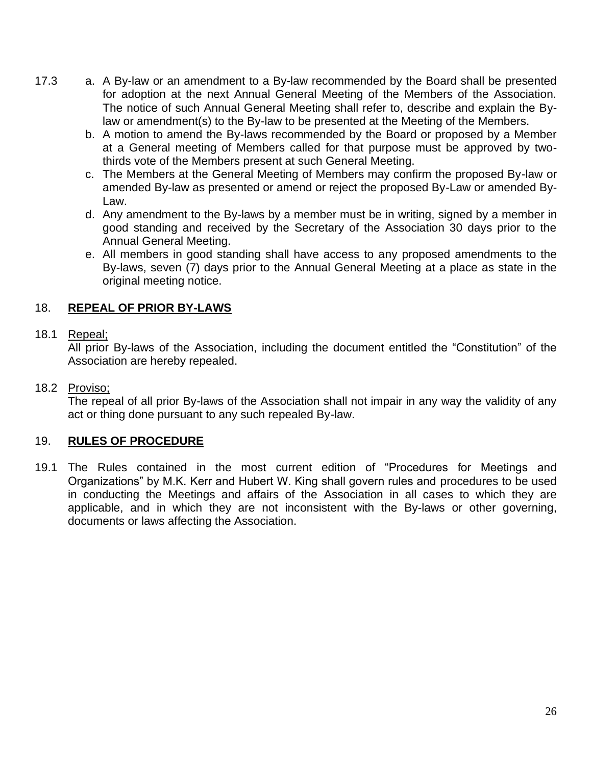17.3 a. A By-law or an amendment to a By-law recommended by the Board shall be presented for adoption at the next Annual General Meeting of the Members of the Association. The notice of such Annual General Meeting shall refer to, describe and explain the By-law or amendment(s) to the By-law to be presented at the Meeting of the Members.

b. A motion to amend the By-laws recommended by the Board or proposed by a Member at a General meeting of Members called for that purpose must be approved by two-thirds vote of the Members present at such General Meeting.

c. The Members at the General Meeting of Members may confirm the proposed By-law or amended By-law as presented or amend or reject the proposed By-Law or amended By-Law.

d. Any amendment to the By-laws by a member must be in writing, signed by a member in good standing and received by the Secretary of the Association 30 days prior to the Annual General Meeting.

e. All members in good standing shall have access to any proposed amendments to the By-laws, seven (7) days prior to the Annual General Meeting at a place as state in the original meeting notice.

## 18. **REPEAL OF PRIOR BY-LAWS**

18.1 Repeal;

All prior By-laws of the Association, including the document entitled the "Constitution" of the Association are hereby repealed.

18.2 Proviso;

The repeal of all prior By-laws of the Association shall not impair in any way the validity of any act or thing done pursuant to any such repealed By-law.

## 19. **RULES OF PROCEDURE**

19.1 The Rules contained in the most current edition of "Procedures for Meetings and Organizations" by M.K. Kerr and Hubert W. King shall govern rules and procedures to be used in conducting the Meetings and affairs of the Association in all cases to which they are applicable, and in which they are not inconsistent with the By-laws or other governing, documents or laws affecting the Association.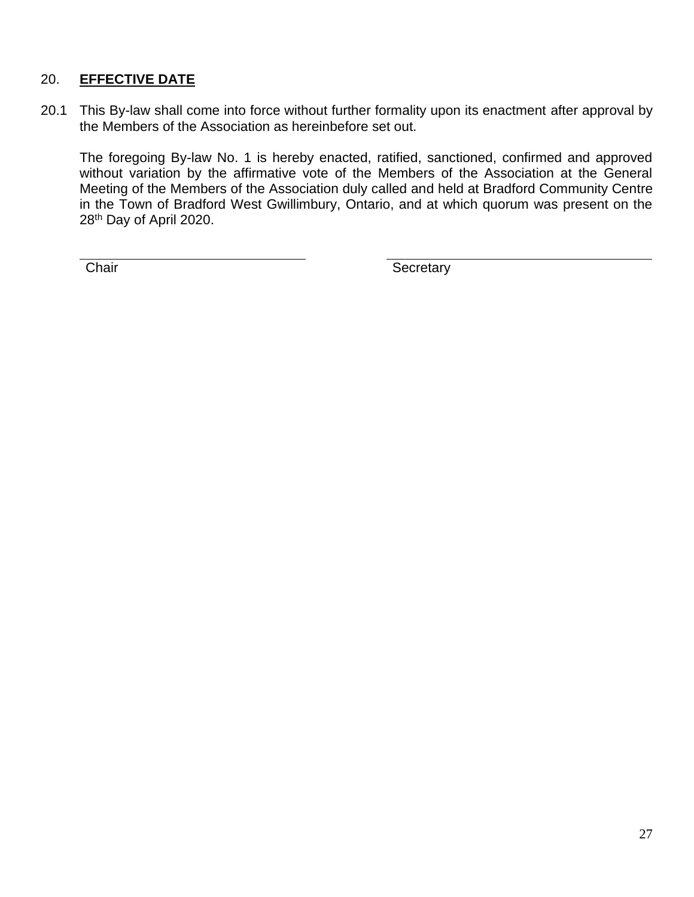## 20. **EFFECTIVE DATE**

20.1 This By-law shall come into force without further formality upon its enactment after approval by the Members of the Association as hereinbefore set out.

The foregoing By-law No. 1 is hereby enacted, ratified, sanctioned, confirmed and approved without variation by the affirmative vote of the Members of the Association at the General Meeting of the Members of the Association duly called and held at Bradford Community Centre in the Town of Bradford West Gwillimbury, Ontario, and at which quorum was present on the 28th Day of April 2020.

\_\_\_\_\_\_\_\_\_\_\_\_\_\_\_\_\_\_\_\_\_\_\_\_\_\_\_\_\_\_ Chair

\_\_\_\_\_\_\_\_\_\_\_\_\_\_\_\_\_\_\_\_\_\_\_\_\_\_\_\_\_\_ Secretary